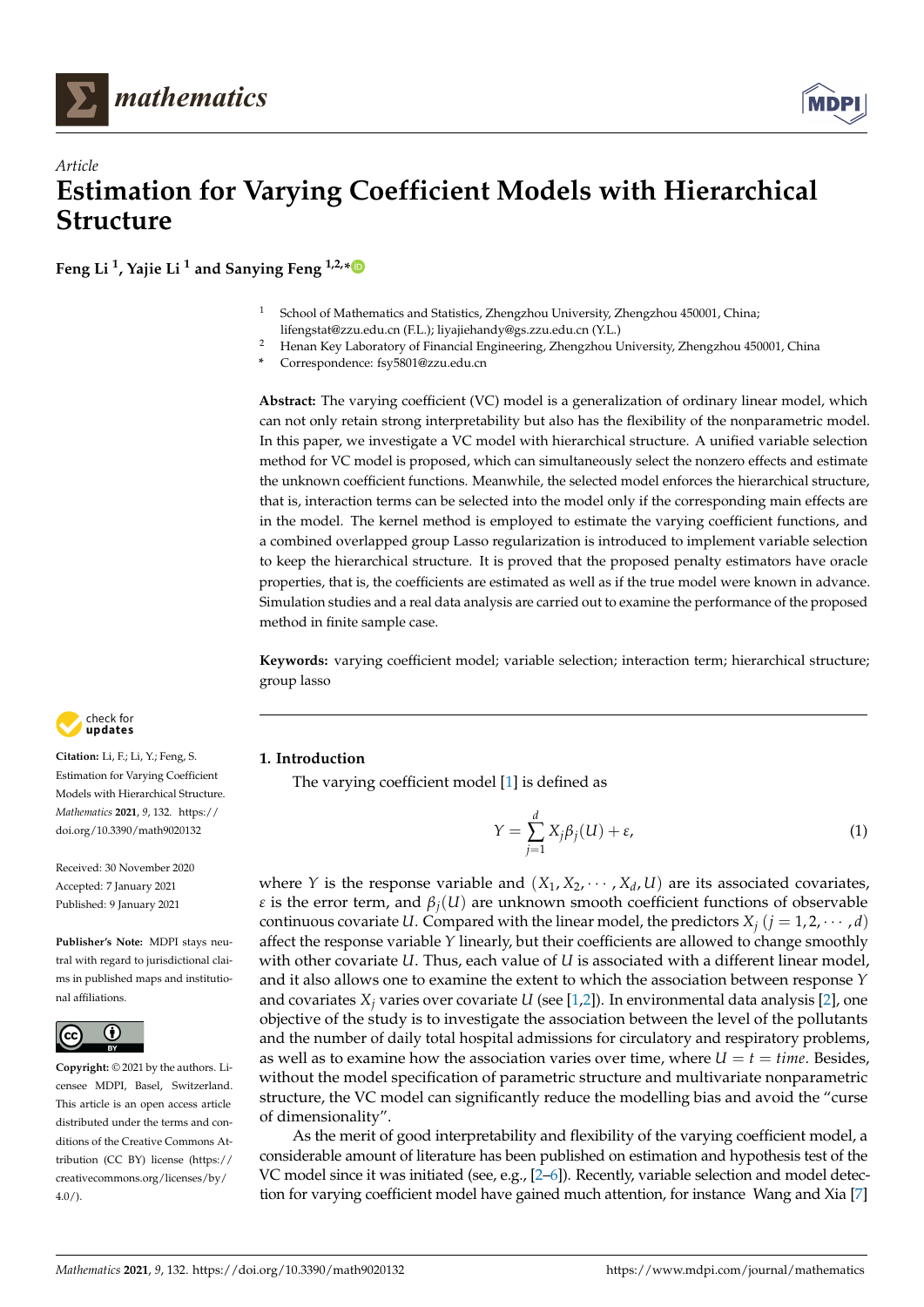*Article*

# Estimation for Varying Coefficient Models with Hierarchical Structure

**Feng Li [1], Yajie Li [1] and Sanying Feng [1,2,*]**

[1] School of Mathematics and Statistics, Zhengzhou University, Zhengzhou 450001, China; lifengstat@zzu.edu.cn (F.L.); liyajiehandy@gs.zzu.edu.cn (Y.L.)
[2] Henan Key Laboratory of Financial Engineering, Zhengzhou University, Zhengzhou 450001, China
* Correspondence: fsy5801@zzu.edu.cn

**Abstract:** The varying coefficient (VC) model is a generalization of ordinary linear model, which can not only retain strong interpretability but also has the flexibility of the nonparametric model. In this paper, we investigate a VC model with hierarchical structure. A unified variable selection method for VC model is proposed, which can simultaneously select the nonzero effects and estimate the unknown coefficient functions. Meanwhile, the selected model enforces the hierarchical structure, that is, interaction terms can be selected into the model only if the corresponding main effects are in the model. The kernel method is employed to estimate the varying coefficient functions, and a combined overlapped group Lasso regularization is introduced to implement variable selection to keep the hierarchical structure. It is proved that the proposed penalty estimators have oracle properties, that is, the coefficients are estimated as well as if the true model were known in advance. Simulation studies and a real data analysis are carried out to examine the performance of the proposed method in finite sample case.

**Keywords:** varying coefficient model; variable selection; interaction term; hierarchical structure; group lasso

**Citation:** Li, F.; Li, Y.; Feng, S. Estimation for Varying Coefficient Models with Hierarchical Structure. *Mathematics* **2021**, *9*, 132. https://doi.org/10.3390/math9020132

Received: 30 November 2020
Accepted: 7 January 2021
Published: 9 January 2021

**Publisher's Note:** MDPI stays neutral with regard to jurisdictional claims in published maps and institutional affiliations.

**Copyright:** © 2021 by the authors. Licensee MDPI, Basel, Switzerland. This article is an open access article distributed under the terms and conditions of the Creative Commons Attribution (CC BY) license (https://creativecommons.org/licenses/by/4.0/).

## 1. Introduction

The varying coefficient model [1] is defined as

$$Y = \sum_{j=1}^{d} X_j \beta_j(U) + \varepsilon, \tag{1}$$

where $Y$ is the response variable and $(X_1, X_2, \cdots, X_d, U)$ are its associated covariates, $\varepsilon$ is the error term, and $\beta_j(U)$ are unknown smooth coefficient functions of observable continuous covariate $U$. Compared with the linear model, the predictors $X_j$ $(j = 1, 2, \cdots, d)$ affect the response variable $Y$ linearly, but their coefficients are allowed to change smoothly with other covariate $U$. Thus, each value of $U$ is associated with a different linear model, and it also allows one to examine the extent to which the association between response $Y$ and covariates $X_j$ varies over covariate $U$ (see [1,2]). In environmental data analysis [2], one objective of the study is to investigate the association between the level of the pollutants and the number of daily total hospital admissions for circulatory and respiratory problems, as well as to examine how the association varies over time, where $U = t = time$. Besides, without the model specification of parametric structure and multivariate nonparametric structure, the VC model can significantly reduce the modelling bias and avoid the "curse of dimensionality".

As the merit of good interpretability and flexibility of the varying coefficient model, a considerable amount of literature has been published on estimation and hypothesis test of the VC model since it was initiated (see, e.g., [2–6]). Recently, variable selection and model detection for varying coefficient model have gained much attention, for instance Wang and Xia [7]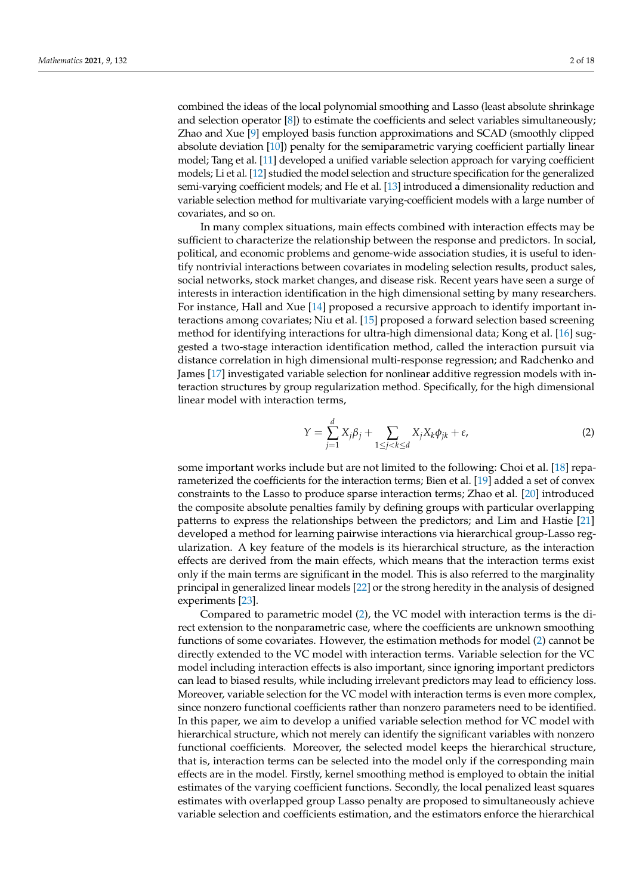combined the ideas of the local polynomial smoothing and Lasso (least absolute shrinkage and selection operator [8]) to estimate the coefficients and select variables simultaneously; Zhao and Xue [9] employed basis function approximations and SCAD (smoothly clipped absolute deviation [10]) penalty for the semiparametric varying coefficient partially linear model; Tang et al. [11] developed a unified variable selection approach for varying coefficient models; Li et al. [12] studied the model selection and structure specification for the generalized semi-varying coefficient models; and He et al. [13] introduced a dimensionality reduction and variable selection method for multivariate varying-coefficient models with a large number of covariates, and so on.

In many complex situations, main effects combined with interaction effects may be sufficient to characterize the relationship between the response and predictors. In social, political, and economic problems and genome-wide association studies, it is useful to identify nontrivial interactions between covariates in modeling selection results, product sales, social networks, stock market changes, and disease risk. Recent years have seen a surge of interests in interaction identification in the high dimensional setting by many researchers. For instance, Hall and Xue [14] proposed a recursive approach to identify important interactions among covariates; Niu et al. [15] proposed a forward selection based screening method for identifying interactions for ultra-high dimensional data; Kong et al. [16] suggested a two-stage interaction identification method, called the interaction pursuit via distance correlation in high dimensional multi-response regression; and Radchenko and James [17] investigated variable selection for nonlinear additive regression models with interaction structures by group regularization method. Specifically, for the high dimensional linear model with interaction terms,

$$Y = \sum_{j=1}^{d} X_j \beta_j + \sum_{1 \le j < k \le d} X_j X_k \phi_{jk} + \varepsilon, \tag{2}$$

some important works include but are not limited to the following: Choi et al. [18] reparameterized the coefficients for the interaction terms; Bien et al. [19] added a set of convex constraints to the Lasso to produce sparse interaction terms; Zhao et al. [20] introduced the composite absolute penalties family by defining groups with particular overlapping patterns to express the relationships between the predictors; and Lim and Hastie [21] developed a method for learning pairwise interactions via hierarchical group-Lasso regularization. A key feature of the models is its hierarchical structure, as the interaction effects are derived from the main effects, which means that the interaction terms exist only if the main terms are significant in the model. This is also referred to the marginality principal in generalized linear models [22] or the strong heredity in the analysis of designed experiments [23].

Compared to parametric model (2), the VC model with interaction terms is the direct extension to the nonparametric case, where the coefficients are unknown smoothing functions of some covariates. However, the estimation methods for model (2) cannot be directly extended to the VC model with interaction terms. Variable selection for the VC model including interaction effects is also important, since ignoring important predictors can lead to biased results, while including irrelevant predictors may lead to efficiency loss. Moreover, variable selection for the VC model with interaction terms is even more complex, since nonzero functional coefficients rather than nonzero parameters need to be identified. In this paper, we aim to develop a unified variable selection method for VC model with hierarchical structure, which not merely can identify the significant variables with nonzero functional coefficients. Moreover, the selected model keeps the hierarchical structure, that is, interaction terms can be selected into the model only if the corresponding main effects are in the model. Firstly, kernel smoothing method is employed to obtain the initial estimates of the varying coefficient functions. Secondly, the local penalized least squares estimates with overlapped group Lasso penalty are proposed to simultaneously achieve variable selection and coefficients estimation, and the estimators enforce the hierarchical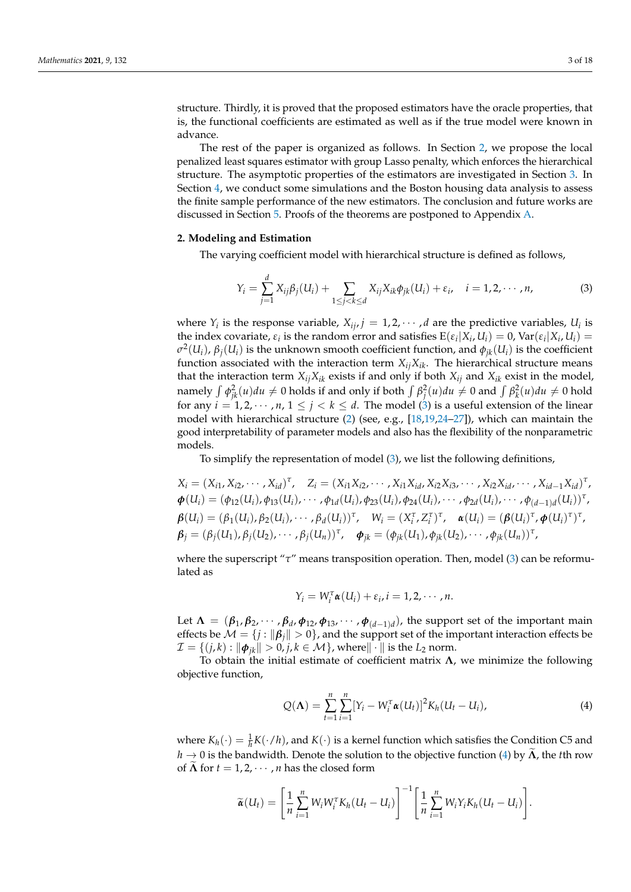structure. Thirdly, it is proved that the proposed estimators have the oracle properties, that is, the functional coefficients are estimated as well as if the true model were known in advance.

The rest of the paper is organized as follows. In Section 2, we propose the local penalized least squares estimator with group Lasso penalty, which enforces the hierarchical structure. The asymptotic properties of the estimators are investigated in Section 3. In Section 4, we conduct some simulations and the Boston housing data analysis to assess the finite sample performance of the new estimators. The conclusion and future works are discussed in Section 5. Proofs of the theorems are postponed to Appendix A.

## 2. Modeling and Estimation

The varying coefficient model with hierarchical structure is defined as follows,

$$Y_i = \sum_{j=1}^{d} X_{ij}\beta_j(U_i) + \sum_{1\le j<k\le d} X_{ij}X_{ik}\phi_{jk}(U_i) + \varepsilon_i, \quad i = 1,2,\cdots,n, \tag{3}$$

where $Y_i$ is the response variable, $X_{ij}, j = 1,2,\cdots,d$ are the predictive variables, $U_i$ is the index covariate, $\varepsilon_i$ is the random error and satisfies $\mathrm{E}(\varepsilon_i|X_i,U_i) = 0$, $\mathrm{Var}(\varepsilon_i|X_i,U_i) = \sigma^2(U_i)$, $\beta_j(U_i)$ is the unknown smooth coefficient function, and $\phi_{jk}(U_i)$ is the coefficient function associated with the interaction term $X_{ij}X_{ik}$. The hierarchical structure means that the interaction term $X_{ij}X_{ik}$ exists if and only if both $X_{ij}$ and $X_{ik}$ exist in the model, namely $\int \phi_{jk}^2(u)du \neq 0$ holds if and only if both $\int \beta_j^2(u)du \neq 0$ and $\int \beta_k^2(u)du \neq 0$ hold for any $i = 1,2,\cdots,n$, $1 \le j < k \le d$. The model (3) is a useful extension of the linear model with hierarchical structure (2) (see, e.g., [18,19,24–27]), which can maintain the good interpretability of parameter models and also has the flexibility of the nonparametric models.

To simplify the representation of model (3), we list the following definitions,

$$\begin{aligned}
&X_i = (X_{i1}, X_{i2}, \cdots, X_{id})^\tau, \quad Z_i = (X_{i1}X_{i2}, \cdots, X_{i1}X_{id}, X_{i2}X_{i3}, \cdots, X_{i2}X_{id}, \cdots, X_{id-1}X_{id})^\tau,\\
&\boldsymbol{\phi}(U_i) = (\phi_{12}(U_i), \phi_{13}(U_i), \cdots, \phi_{1d}(U_i), \phi_{23}(U_i), \phi_{24}(U_i), \cdots, \phi_{2d}(U_i), \cdots, \phi_{(d-1)d}(U_i))^\tau,\\
&\boldsymbol{\beta}(U_i) = (\beta_1(U_i), \beta_2(U_i), \cdots, \beta_d(U_i))^\tau, \quad W_i = (X_i^\tau, Z_i^\tau)^\tau, \quad \boldsymbol{\alpha}(U_i) = (\boldsymbol{\beta}(U_i)^\tau, \boldsymbol{\phi}(U_i)^\tau)^\tau,\\
&\boldsymbol{\beta}_j = (\beta_j(U_1), \beta_j(U_2), \cdots, \beta_j(U_n))^\tau, \quad \boldsymbol{\phi}_{jk} = (\phi_{jk}(U_1), \phi_{jk}(U_2), \cdots, \phi_{jk}(U_n))^\tau,
\end{aligned}$$

where the superscript "$\tau$" means transposition operation. Then, model (3) can be reformulated as

$$Y_i = W_i^\tau \boldsymbol{\alpha}(U_i) + \varepsilon_i, i = 1,2,\cdots,n.$$

Let $\boldsymbol{\Lambda} = (\boldsymbol{\beta}_1, \boldsymbol{\beta}_2, \cdots, \boldsymbol{\beta}_d, \boldsymbol{\phi}_{12}, \boldsymbol{\phi}_{13}, \cdots, \boldsymbol{\phi}_{(d-1)d})$, the support set of the important main effects be $\mathcal{M} = \{j : \|\boldsymbol{\beta}_j\| > 0\}$, and the support set of the important interaction effects be $\mathcal{I} = \{(j,k) : \|\boldsymbol{\phi}_{jk}\| > 0, j,k \in \mathcal{M}\}$, where$\|\cdot\|$ is the $L_2$ norm.

To obtain the initial estimate of coefficient matrix $\boldsymbol{\Lambda}$, we minimize the following objective function,

$$Q(\boldsymbol{\Lambda}) = \sum_{t=1}^{n}\sum_{i=1}^{n}[Y_i - W_i^\tau \boldsymbol{\alpha}(U_t)]^2 K_h(U_t - U_i), \tag{4}$$

where $K_h(\cdot) = \frac{1}{h}K(\cdot/h)$, and $K(\cdot)$ is a kernel function which satisfies the Condition C5 and $h \to 0$ is the bandwidth. Denote the solution to the objective function (4) by $\widetilde{\boldsymbol{\Lambda}}$, the $t$th row of $\widetilde{\boldsymbol{\Lambda}}$ for $t = 1,2,\cdots,n$ has the closed form

$$\widetilde{\boldsymbol{\alpha}}(U_t) = \left[\frac{1}{n}\sum_{i=1}^{n} W_i W_i^\tau K_h(U_t - U_i)\right]^{-1}\left[\frac{1}{n}\sum_{i=1}^{n} W_i Y_i K_h(U_t - U_i)\right].$$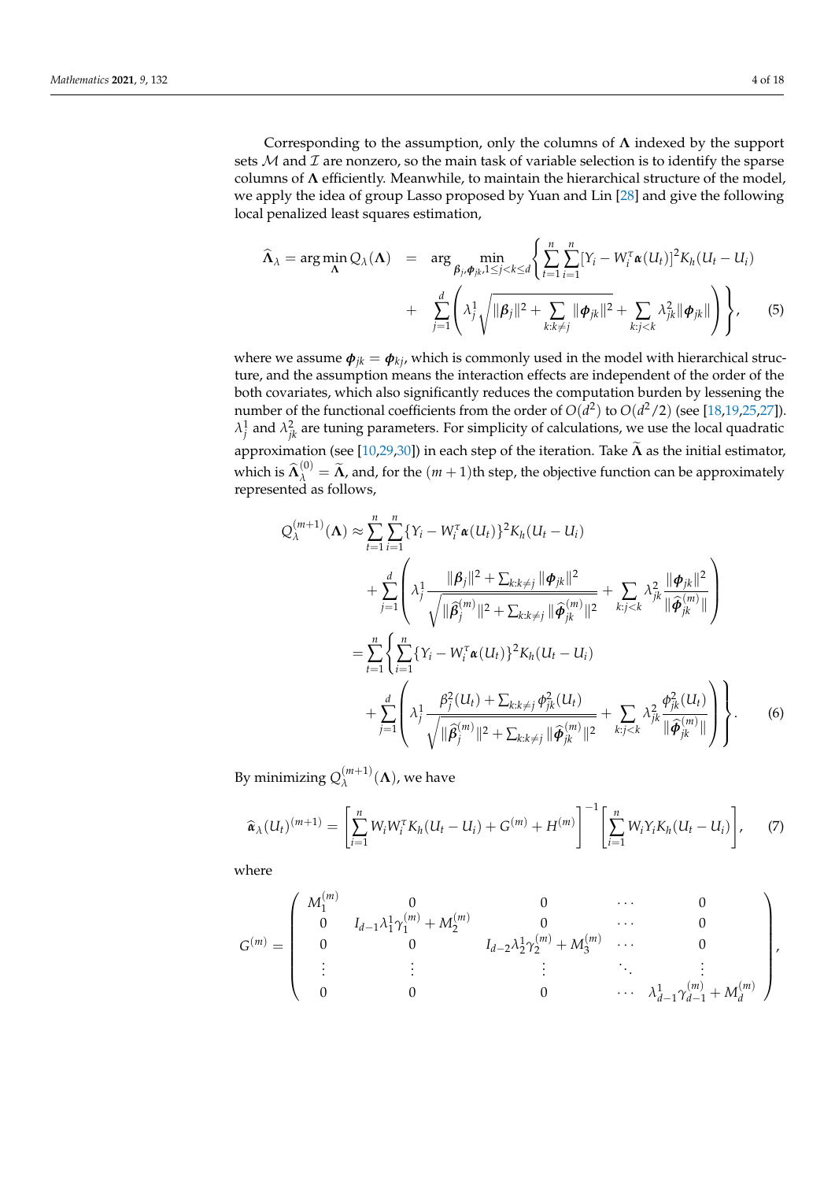Corresponding to the assumption, only the columns of $\boldsymbol{\Lambda}$ indexed by the support sets $\mathcal{M}$ and $\mathcal{I}$ are nonzero, so the main task of variable selection is to identify the sparse columns of $\boldsymbol{\Lambda}$ efficiently. Meanwhile, to maintain the hierarchical structure of the model, we apply the idea of group Lasso proposed by Yuan and Lin [28] and give the following local penalized least squares estimation,

$$
\begin{aligned}
\widehat{\boldsymbol{\Lambda}}_{\lambda} = \arg\min_{\boldsymbol{\Lambda}} Q_{\lambda}(\boldsymbol{\Lambda}) \quad &= \quad \arg \min_{\boldsymbol{\beta}_j, \boldsymbol{\phi}_{jk}, 1 \le j < k \le d} \Bigg\{ \sum_{t=1}^{n} \sum_{i=1}^{n} [Y_i - W_i^{\tau} \boldsymbol{\alpha}(U_t)]^2 K_h(U_t - U_i) \\
&\quad + \quad \sum_{j=1}^{d} \left( \lambda_j^1 \sqrt{\|\boldsymbol{\beta}_j\|^2 + \sum_{k:k \ne j} \|\boldsymbol{\phi}_{jk}\|^2} + \sum_{k:j<k} \lambda_{jk}^2 \|\boldsymbol{\phi}_{jk}\| \right) \Bigg\}, \qquad (5)
\end{aligned}
$$

where we assume $\boldsymbol{\phi}_{jk} = \boldsymbol{\phi}_{kj}$, which is commonly used in the model with hierarchical structure, and the assumption means the interaction effects are independent of the order of the both covariates, which also significantly reduces the computation burden by lessening the number of the functional coefficients from the order of $O(d^2)$ to $O(d^2/2)$ (see [18,19,25,27]). $\lambda_j^1$ and $\lambda_{jk}^2$ are tuning parameters. For simplicity of calculations, we use the local quadratic approximation (see [10,29,30]) in each step of the iteration. Take $\widetilde{\boldsymbol{\Lambda}}$ as the initial estimator, which is $\widehat{\boldsymbol{\Lambda}}_{\lambda}^{(0)} = \widetilde{\boldsymbol{\Lambda}}$, and, for the $(m+1)$th step, the objective function can be approximately represented as follows,

$$
\begin{aligned}
Q_{\lambda}^{(m+1)}(\boldsymbol{\Lambda}) &\approx \sum_{t=1}^{n} \sum_{i=1}^{n} \{Y_i - W_i^{\tau} \boldsymbol{\alpha}(U_t)\}^2 K_h(U_t - U_i) \\
&\quad + \sum_{j=1}^{d} \left( \lambda_j^1 \frac{\|\boldsymbol{\beta}_j\|^2 + \sum_{k:k \ne j} \|\boldsymbol{\phi}_{jk}\|^2}{\sqrt{\|\widehat{\boldsymbol{\beta}}_j^{(m)}\|^2 + \sum_{k:k \ne j} \|\widehat{\boldsymbol{\phi}}_{jk}^{(m)}\|^2}} + \sum_{k:j<k} \lambda_{jk}^2 \frac{\|\boldsymbol{\phi}_{jk}\|^2}{\|\widehat{\boldsymbol{\phi}}_{jk}^{(m)}\|} \right) \\
&= \sum_{t=1}^{n} \Bigg\{ \sum_{i=1}^{n} \{Y_i - W_i^{\tau} \boldsymbol{\alpha}(U_t)\}^2 K_h(U_t - U_i) \\
&\quad + \sum_{j=1}^{d} \left( \lambda_j^1 \frac{\beta_j^2(U_t) + \sum_{k:k \ne j} \phi_{jk}^2(U_t)}{\sqrt{\|\widehat{\boldsymbol{\beta}}_j^{(m)}\|^2 + \sum_{k:k \ne j} \|\widehat{\boldsymbol{\phi}}_{jk}^{(m)}\|^2}} + \sum_{k:j<k} \lambda_{jk}^2 \frac{\phi_{jk}^2(U_t)}{\|\widehat{\boldsymbol{\phi}}_{jk}^{(m)}\|} \right) \Bigg\}. \qquad (6)
\end{aligned}
$$

By minimizing $Q_{\lambda}^{(m+1)}(\boldsymbol{\Lambda})$, we have

$$
\widehat{\boldsymbol{\alpha}}_{\lambda}(U_t)^{(m+1)} = \left[ \sum_{i=1}^{n} W_i W_i^{\tau} K_h(U_t - U_i) + G^{(m)} + H^{(m)} \right]^{-1} \left[ \sum_{i=1}^{n} W_i Y_i K_h(U_t - U_i) \right], \qquad (7)
$$

where

$$
G^{(m)} = \begin{pmatrix}
M_1^{(m)} & 0 & 0 & \cdots & 0 \\
0 & I_{d-1} \lambda_1^1 \gamma_1^{(m)} + M_2^{(m)} & 0 & \cdots & 0 \\
0 & 0 & I_{d-2} \lambda_2^1 \gamma_2^{(m)} + M_3^{(m)} & \cdots & 0 \\
\vdots & \vdots & \vdots & \ddots & \vdots \\
0 & 0 & 0 & \cdots & \lambda_{d-1}^1 \gamma_{d-1}^{(m)} + M_d^{(m)}
\end{pmatrix},
$$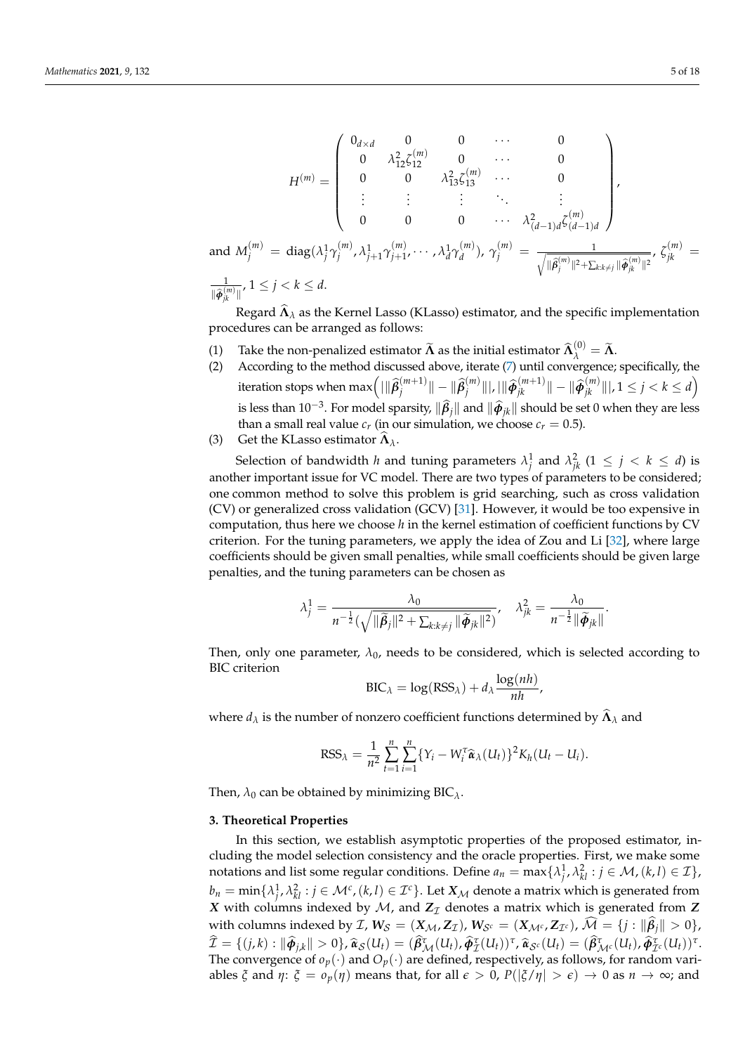$$
H^{(m)} = \begin{pmatrix} 0_{d\times d} & 0 & 0 & \cdots & 0 \\ 0 & \lambda_{12}^2 \zeta_{12}^{(m)} & 0 & \cdots & 0 \\ 0 & 0 & \lambda_{13}^2 \zeta_{13}^{(m)} & \cdots & 0 \\ \vdots & \vdots & \vdots & \ddots & \vdots \\ 0 & 0 & 0 & \cdots & \lambda_{(d-1)d}^2 \zeta_{(d-1)d}^{(m)} \end{pmatrix},
$$

and $M_j^{(m)} = \mathrm{diag}(\lambda_j^1 \gamma_j^{(m)}, \lambda_{j+1}^1 \gamma_{j+1}^{(m)}, \cdots, \lambda_d^1 \gamma_d^{(m)})$, $\gamma_j^{(m)} = \frac{1}{\sqrt{\|\widehat{\boldsymbol{\beta}}_j^{(m)}\|^2 + \sum_{k:k\neq j} \|\widehat{\boldsymbol{\phi}}_{jk}^{(m)}\|^2}}$, $\zeta_{jk}^{(m)} = \frac{1}{\|\widehat{\boldsymbol{\phi}}_{jk}^{(m)}\|}$, $1 \leq j < k \leq d$.

Regard $\widehat{\boldsymbol{\Lambda}}_\lambda$ as the Kernel Lasso (KLasso) estimator, and the specific implementation procedures can be arranged as follows:

(1) Take the non-penalized estimator $\widetilde{\boldsymbol{\Lambda}}$ as the initial estimator $\widehat{\boldsymbol{\Lambda}}_\lambda^{(0)} = \widetilde{\boldsymbol{\Lambda}}$.

(2) According to the method discussed above, iterate (7) until convergence; specifically, the iteration stops when $\max\Big( |\|\widehat{\boldsymbol{\beta}}_j^{(m+1)}\| - \|\widehat{\boldsymbol{\beta}}_j^{(m)}\||, |\|\widehat{\boldsymbol{\phi}}_{jk}^{(m+1)}\| - \|\widehat{\boldsymbol{\phi}}_{jk}^{(m)}\||, 1 \leq j < k \leq d \Big)$ is less than $10^{-3}$. For model sparsity, $\|\widehat{\boldsymbol{\beta}}_j\|$ and $\|\widehat{\boldsymbol{\phi}}_{jk}\|$ should be set 0 when they are less than a small real value $c_r$ (in our simulation, we choose $c_r = 0.5$).

(3) Get the KLasso estimator $\widehat{\boldsymbol{\Lambda}}_\lambda$.

Selection of bandwidth $h$ and tuning parameters $\lambda_j^1$ and $\lambda_{jk}^2$ ($1 \leq j < k \leq d$) is another important issue for VC model. There are two types of parameters to be considered; one common method to solve this problem is grid searching, such as cross validation (CV) or generalized cross validation (GCV) [31]. However, it would be too expensive in computation, thus here we choose $h$ in the kernel estimation of coefficient functions by CV criterion. For the tuning parameters, we apply the idea of Zou and Li [32], where large coefficients should be given small penalties, while small coefficients should be given large penalties, and the tuning parameters can be chosen as

$$
\lambda_j^1 = \frac{\lambda_0}{n^{-\frac{1}{2}} (\sqrt{\|\widetilde{\boldsymbol{\beta}}_j\|^2 + \sum_{k:k\neq j} \|\widetilde{\boldsymbol{\phi}}_{jk}\|^2})}, \quad \lambda_{jk}^2 = \frac{\lambda_0}{n^{-\frac{1}{2}} \|\widetilde{\boldsymbol{\phi}}_{jk}\|}.
$$

Then, only one parameter, $\lambda_0$, needs to be considered, which is selected according to BIC criterion

$$
\mathrm{BIC}_\lambda = \log(\mathrm{RSS}_\lambda) + d_\lambda \frac{\log(nh)}{nh},
$$

where $d_\lambda$ is the number of nonzero coefficient functions determined by $\widehat{\boldsymbol{\Lambda}}_\lambda$ and

$$
\mathrm{RSS}_\lambda = \frac{1}{n^2} \sum_{t=1}^n \sum_{i=1}^n \{Y_i - W_i^\tau \widehat{\boldsymbol{\alpha}}_\lambda(U_t)\}^2 K_h(U_t - U_i).
$$

Then, $\lambda_0$ can be obtained by minimizing $\mathrm{BIC}_\lambda$.

## 3. Theoretical Properties

In this section, we establish asymptotic properties of the proposed estimator, including the model selection consistency and the oracle properties. First, we make some notations and list some regular conditions. Define $a_n = \max\{\lambda_j^1, \lambda_{kl}^2 : j \in \mathcal{M}, (k,l) \in \mathcal{I}\}$, $b_n = \min\{\lambda_j^1, \lambda_{kl}^2 : j \in \mathcal{M}^c, (k,l) \in \mathcal{I}^c\}$. Let $\boldsymbol{X}_\mathcal{M}$ denote a matrix which is generated from $\boldsymbol{X}$ with columns indexed by $\mathcal{M}$, and $\boldsymbol{Z}_\mathcal{I}$ denotes a matrix which is generated from $\boldsymbol{Z}$ with columns indexed by $\mathcal{I}$, $\boldsymbol{W}_\mathcal{S} = (\boldsymbol{X}_\mathcal{M}, \boldsymbol{Z}_\mathcal{I})$, $\boldsymbol{W}_{\mathcal{S}^c} = (\boldsymbol{X}_{\mathcal{M}^c}, \boldsymbol{Z}_{\mathcal{I}^c})$, $\widehat{\mathcal{M}} = \{j : \|\widehat{\boldsymbol{\beta}}_j\| > 0\}$, $\widehat{\mathcal{I}} = \{(j,k) : \|\widehat{\boldsymbol{\phi}}_{j,k}\| > 0\}$, $\widehat{\boldsymbol{\alpha}}_\mathcal{S}(U_t) = (\widehat{\boldsymbol{\beta}}_\mathcal{M}^\tau(U_t), \widehat{\boldsymbol{\phi}}_\mathcal{I}^\tau(U_t))^\tau$, $\widehat{\boldsymbol{\alpha}}_{\mathcal{S}^c}(U_t) = (\widehat{\boldsymbol{\beta}}_{\mathcal{M}^c}^\tau(U_t), \widehat{\boldsymbol{\phi}}_{\mathcal{I}^c}^\tau(U_t))^\tau$. The convergence of $o_p(\cdot)$ and $O_p(\cdot)$ are defined, respectively, as follows, for random variables $\xi$ and $\eta$: $\xi = o_p(\eta)$ means that, for all $\epsilon > 0$, $P(|\xi/\eta| > \epsilon) \to 0$ as $n \to \infty$; and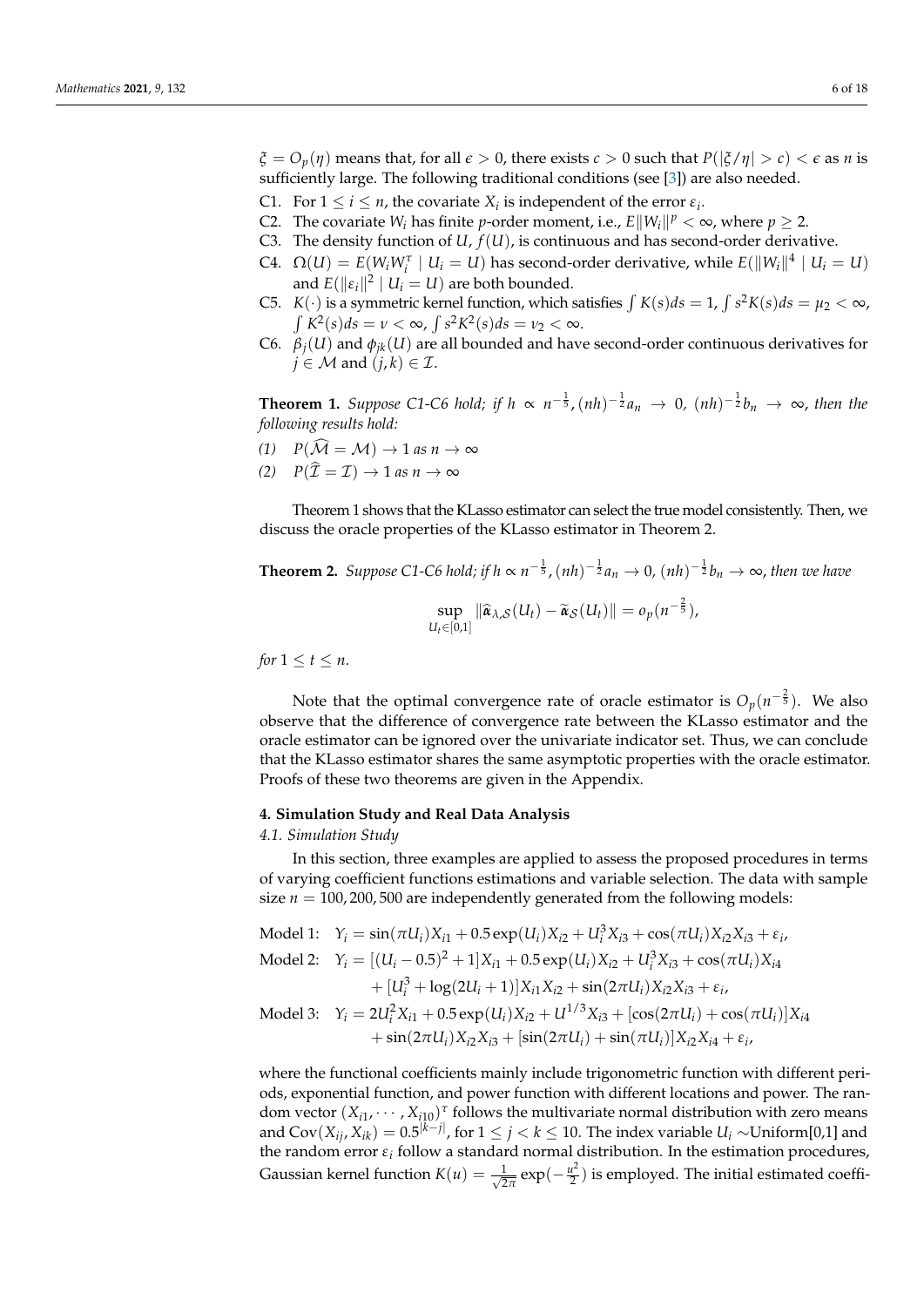$\xi = O_p(\eta)$ means that, for all $\epsilon > 0$, there exists $c > 0$ such that $P(|\xi/\eta| > c) < \epsilon$ as $n$ is sufficiently large. The following traditional conditions (see [3]) are also needed.

- C1. For $1 \le i \le n$, the covariate $X_i$ is independent of the error $\varepsilon_i$.
- C2. The covariate $W_i$ has finite $p$-order moment, i.e., $E\|W_i\|^p < \infty$, where $p \ge 2$.
- C3. The density function of $U$, $f(U)$, is continuous and has second-order derivative.
- C4. $\Omega(U) = E(W_i W_i^\tau \mid U_i = U)$ has second-order derivative, while $E(\|W_i\|^4 \mid U_i = U)$ and $E(\|\varepsilon_i\|^2 \mid U_i = U)$ are both bounded.
- C5. $K(\cdot)$ is a symmetric kernel function, which satisfies $\int K(s)ds = 1$, $\int s^2 K(s)ds = \mu_2 < \infty$, $\int K^2(s)ds = \nu < \infty$, $\int s^2 K^2(s)ds = \nu_2 < \infty$.
- C6. $\beta_j(U)$ and $\phi_{jk}(U)$ are all bounded and have second-order continuous derivatives for $j \in \mathcal{M}$ and $(j,k) \in \mathcal{I}$.

**Theorem 1.** *Suppose C1-C6 hold; if $h \propto n^{-\frac{1}{5}}$, $(nh)^{-\frac{1}{2}} a_n \to 0$, $(nh)^{-\frac{1}{2}} b_n \to \infty$, then the following results hold:*

*(1)* $P(\widehat{\mathcal{M}} = \mathcal{M}) \to 1$ *as* $n \to \infty$

*(2)* $P(\widehat{\mathcal{I}} = \mathcal{I}) \to 1$ *as* $n \to \infty$

Theorem 1 shows that the KLasso estimator can select the true model consistently. Then, we discuss the oracle properties of the KLasso estimator in Theorem 2.

**Theorem 2.** *Suppose C1-C6 hold; if $h \propto n^{-\frac{1}{5}}$, $(nh)^{-\frac{1}{2}} a_n \to 0$, $(nh)^{-\frac{1}{2}} b_n \to \infty$, then we have*

$$\sup_{U_t \in [0,1]} \|\widehat{\boldsymbol{\alpha}}_{\lambda,\mathcal{S}}(U_t) - \widetilde{\boldsymbol{\alpha}}_{\mathcal{S}}(U_t)\| = o_p(n^{-\frac{2}{5}}),$$

*for* $1 \le t \le n$.

Note that the optimal convergence rate of oracle estimator is $O_p(n^{-\frac{2}{5}})$. We also observe that the difference of convergence rate between the KLasso estimator and the oracle estimator can be ignored over the univariate indicator set. Thus, we can conclude that the KLasso estimator shares the same asymptotic properties with the oracle estimator. Proofs of these two theorems are given in the Appendix.

## 4. Simulation Study and Real Data Analysis

### *4.1. Simulation Study*

In this section, three examples are applied to assess the proposed procedures in terms of varying coefficient functions estimations and variable selection. The data with sample size $n = 100, 200, 500$ are independently generated from the following models:

$$\begin{aligned}
\text{Model 1:}\quad & Y_i = \sin(\pi U_i)X_{i1} + 0.5\exp(U_i)X_{i2} + U_i^3 X_{i3} + \cos(\pi U_i)X_{i2}X_{i3} + \varepsilon_i,\\
\text{Model 2:}\quad & Y_i = [(U_i - 0.5)^2 + 1]X_{i1} + 0.5\exp(U_i)X_{i2} + U_i^3 X_{i3} + \cos(\pi U_i)X_{i4}\\
& \qquad + [U_i^3 + \log(2U_i + 1)]X_{i1}X_{i2} + \sin(2\pi U_i)X_{i2}X_{i3} + \varepsilon_i,\\
\text{Model 3:}\quad & Y_i = 2U_i^2 X_{i1} + 0.5\exp(U_i)X_{i2} + U^{1/3}X_{i3} + [\cos(2\pi U_i) + \cos(\pi U_i)]X_{i4}\\
& \qquad + \sin(2\pi U_i)X_{i2}X_{i3} + [\sin(2\pi U_i) + \sin(\pi U_i)]X_{i2}X_{i4} + \varepsilon_i,
\end{aligned}$$

where the functional coefficients mainly include trigonometric function with different periods, exponential function, and power function with different locations and power. The random vector $(X_{i1}, \cdots, X_{i10})^\tau$ follows the multivariate normal distribution with zero means and $\mathrm{Cov}(X_{ij}, X_{ik}) = 0.5^{|k-j|}$, for $1 \le j < k \le 10$. The index variable $U_i \sim$Uniform[0,1] and the random error $\varepsilon_i$ follow a standard normal distribution. In the estimation procedures, Gaussian kernel function $K(u) = \frac{1}{\sqrt{2\pi}}\exp(-\frac{u^2}{2})$ is employed. The initial estimated coeffi-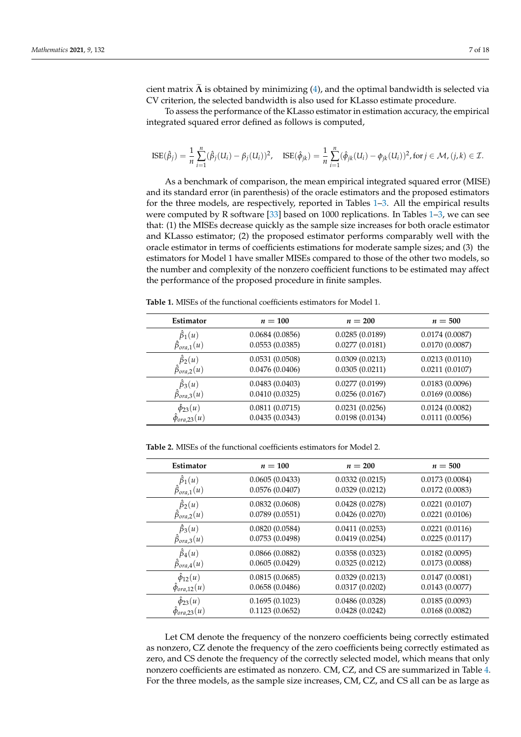cient matrix $\widetilde{\boldsymbol{\Lambda}}$ is obtained by minimizing (4), and the optimal bandwidth is selected via CV criterion, the selected bandwidth is also used for KLasso estimate procedure.

To assess the performance of the KLasso estimator in estimation accuracy, the empirical integrated squared error defined as follows is computed,

$$\text{ISE}(\hat{\beta}_j) = \frac{1}{n}\sum_{i=1}^{n}(\hat{\beta}_j(U_i) - \beta_j(U_i))^2, \quad \text{ISE}(\hat{\phi}_{jk}) = \frac{1}{n}\sum_{i=1}^{n}(\hat{\phi}_{jk}(U_i) - \phi_{jk}(U_i))^2, \text{for } j \in \mathcal{M}, (j,k) \in \mathcal{I}.$$

As a benchmark of comparison, the mean empirical integrated squared error (MISE) and its standard error (in parenthesis) of the oracle estimators and the proposed estimators for the three models, are respectively, reported in Tables 1–3. All the empirical results were computed by R software [33] based on 1000 replications. In Tables 1–3, we can see that: (1) the MISEs decrease quickly as the sample size increases for both oracle estimator and KLasso estimator; (2) the proposed estimator performs comparably well with the oracle estimator in terms of coefficients estimations for moderate sample sizes; and (3) the estimators for Model 1 have smaller MISEs compared to those of the other two models, so the number and complexity of the nonzero coefficient functions to be estimated may affect the performance of the proposed procedure in finite samples.

**Table 1.** MISEs of the functional coefficients estimators for Model 1.

| Estimator | $n = 100$ | $n = 200$ | $n = 500$ |
|---|---|---|---|
| $\hat{\beta}_1(u)$ | 0.0684 (0.0856) | 0.0285 (0.0189) | 0.0174 (0.0087) |
| $\hat{\beta}_{ora,1}(u)$ | 0.0553 (0.0385) | 0.0277 (0.0181) | 0.0170 (0.0087) |
| $\hat{\beta}_2(u)$ | 0.0531 (0.0508) | 0.0309 (0.0213) | 0.0213 (0.0110) |
| $\hat{\beta}_{ora,2}(u)$ | 0.0476 (0.0406) | 0.0305 (0.0211) | 0.0211 (0.0107) |
| $\hat{\beta}_3(u)$ | 0.0483 (0.0403) | 0.0277 (0.0199) | 0.0183 (0.0096) |
| $\hat{\beta}_{ora,3}(u)$ | 0.0410 (0.0325) | 0.0256 (0.0167) | 0.0169 (0.0086) |
| $\hat{\phi}_{23}(u)$ | 0.0811 (0.0715) | 0.0231 (0.0256) | 0.0124 (0.0082) |
| $\hat{\phi}_{ora,23}(u)$ | 0.0435 (0.0343) | 0.0198 (0.0134) | 0.0111 (0.0056) |

**Table 2.** MISEs of the functional coefficients estimators for Model 2.

| Estimator | $n = 100$ | $n = 200$ | $n = 500$ |
|---|---|---|---|
| $\hat{\beta}_1(u)$ | 0.0605 (0.0433) | 0.0332 (0.0215) | 0.0173 (0.0084) |
| $\hat{\beta}_{ora,1}(u)$ | 0.0576 (0.0407) | 0.0329 (0.0212) | 0.0172 (0.0083) |
| $\hat{\beta}_2(u)$ | 0.0832 (0.0608) | 0.0428 (0.0278) | 0.0221 (0.0107) |
| $\hat{\beta}_{ora,2}(u)$ | 0.0789 (0.0551) | 0.0426 (0.0270) | 0.0221 (0.0106) |
| $\hat{\beta}_3(u)$ | 0.0820 (0.0584) | 0.0411 (0.0253) | 0.0221 (0.0116) |
| $\hat{\beta}_{ora,3}(u)$ | 0.0753 (0.0498) | 0.0419 (0.0254) | 0.0225 (0.0117) |
| $\hat{\beta}_4(u)$ | 0.0866 (0.0882) | 0.0358 (0.0323) | 0.0182 (0.0095) |
| $\hat{\beta}_{ora,4}(u)$ | 0.0605 (0.0429) | 0.0325 (0.0212) | 0.0173 (0.0088) |
| $\hat{\phi}_{12}(u)$ | 0.0815 (0.0685) | 0.0329 (0.0213) | 0.0147 (0.0081) |
| $\hat{\phi}_{ora,12}(u)$ | 0.0658 (0.0486) | 0.0317 (0.0202) | 0.0143 (0.0077) |
| $\hat{\phi}_{23}(u)$ | 0.1695 (0.1023) | 0.0486 (0.0328) | 0.0185 (0.0093) |
| $\hat{\phi}_{ora,23}(u)$ | 0.1123 (0.0652) | 0.0428 (0.0242) | 0.0168 (0.0082) |

Let CM denote the frequency of the nonzero coefficients being correctly estimated as nonzero, CZ denote the frequency of the zero coefficients being correctly estimated as zero, and CS denote the frequency of the correctly selected model, which means that only nonzero coefficients are estimated as nonzero. CM, CZ, and CS are summarized in Table 4. For the three models, as the sample size increases, CM, CZ, and CS all can be as large as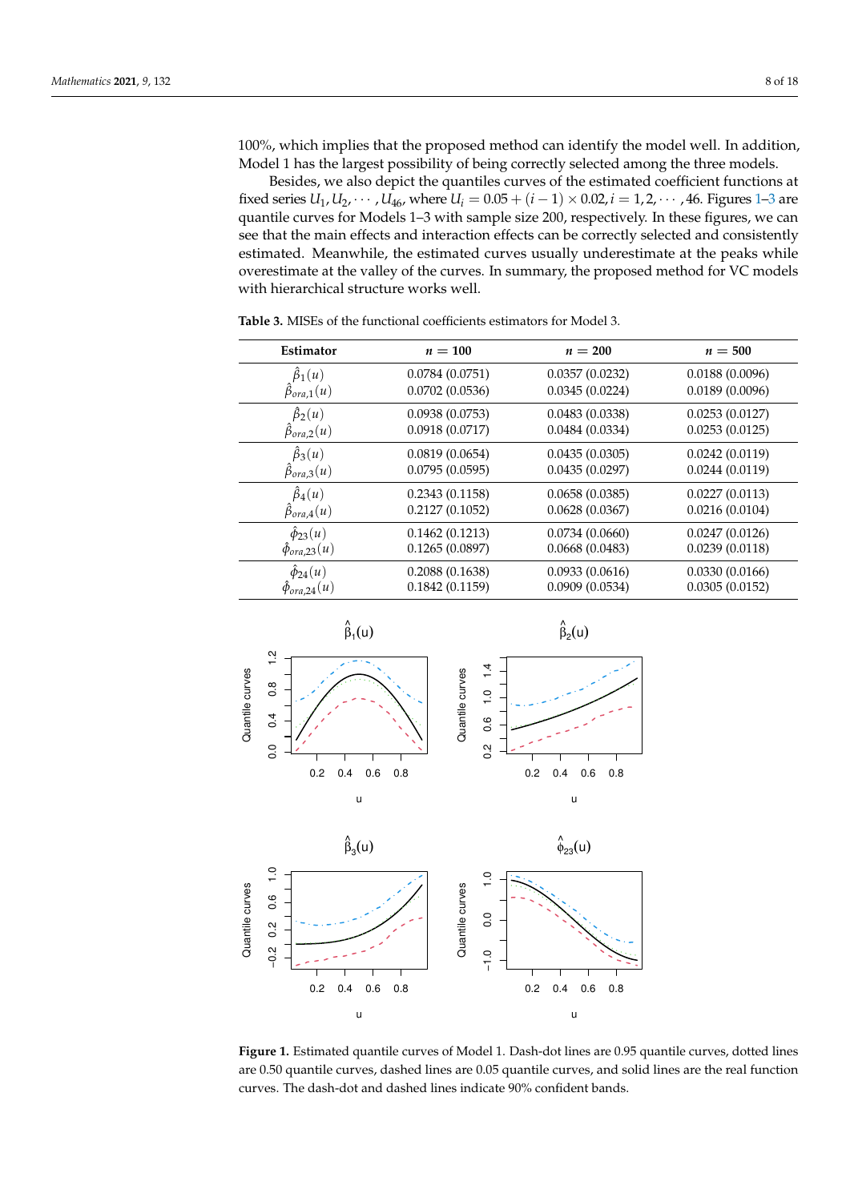100%, which implies that the proposed method can identify the model well. In addition, Model 1 has the largest possibility of being correctly selected among the three models.

Besides, we also depict the quantiles curves of the estimated coefficient functions at fixed series $U_1, U_2, \cdots, U_{46}$, where $U_i = 0.05 + (i-1) \times 0.02, i = 1, 2, \cdots, 46$. Figures 1–3 are quantile curves for Models 1–3 with sample size 200, respectively. In these figures, we can see that the main effects and interaction effects can be correctly selected and consistently estimated. Meanwhile, the estimated curves usually underestimate at the peaks while overestimate at the valley of the curves. In summary, the proposed method for VC models with hierarchical structure works well.

**Table 3.** MISEs of the functional coefficients estimators for Model 3.

| Estimator | $n = 100$ | $n = 200$ | $n = 500$ |
|---|---|---|---|
| $\hat{\beta}_1(u)$ | 0.0784 (0.0751) | 0.0357 (0.0232) | 0.0188 (0.0096) |
| $\hat{\beta}_{ora,1}(u)$ | 0.0702 (0.0536) | 0.0345 (0.0224) | 0.0189 (0.0096) |
| $\hat{\beta}_2(u)$ | 0.0938 (0.0753) | 0.0483 (0.0338) | 0.0253 (0.0127) |
| $\hat{\beta}_{ora,2}(u)$ | 0.0918 (0.0717) | 0.0484 (0.0334) | 0.0253 (0.0125) |
| $\hat{\beta}_3(u)$ | 0.0819 (0.0654) | 0.0435 (0.0305) | 0.0242 (0.0119) |
| $\hat{\beta}_{ora,3}(u)$ | 0.0795 (0.0595) | 0.0435 (0.0297) | 0.0244 (0.0119) |
| $\hat{\beta}_4(u)$ | 0.2343 (0.1158) | 0.0658 (0.0385) | 0.0227 (0.0113) |
| $\hat{\beta}_{ora,4}(u)$ | 0.2127 (0.1052) | 0.0628 (0.0367) | 0.0216 (0.0104) |
| $\hat{\phi}_{23}(u)$ | 0.1462 (0.1213) | 0.0734 (0.0660) | 0.0247 (0.0126) |
| $\hat{\phi}_{ora,23}(u)$ | 0.1265 (0.0897) | 0.0668 (0.0483) | 0.0239 (0.0118) |
| $\hat{\phi}_{24}(u)$ | 0.2088 (0.1638) | 0.0933 (0.0616) | 0.0330 (0.0166) |
| $\hat{\phi}_{ora,24}(u)$ | 0.1842 (0.1159) | 0.0909 (0.0534) | 0.0305 (0.0152) |

**Figure 1.** Estimated quantile curves of Model 1. Dash-dot lines are 0.95 quantile curves, dotted lines are 0.50 quantile curves, dashed lines are 0.05 quantile curves, and solid lines are the real function curves. The dash-dot and dashed lines indicate 90% confident bands.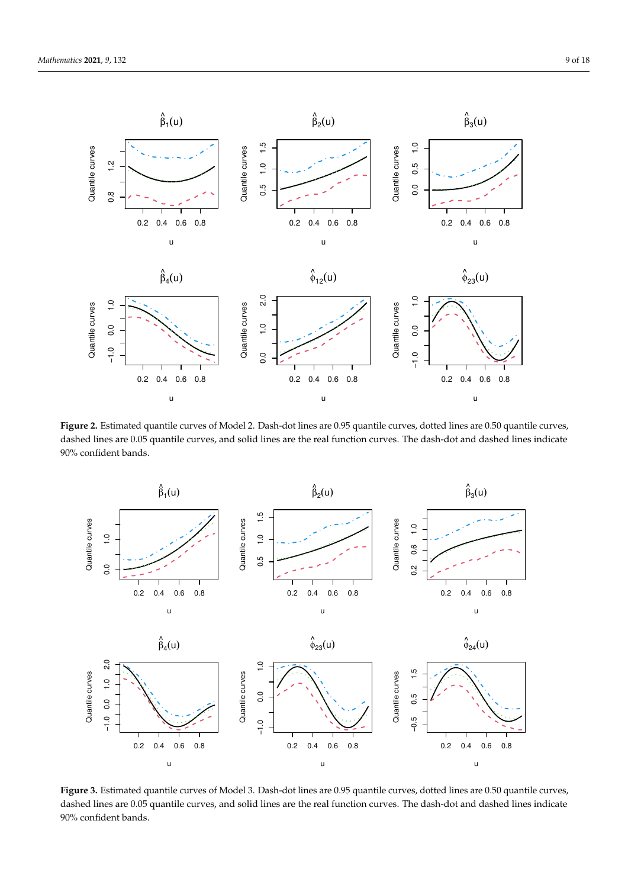**Figure 2.** Estimated quantile curves of Model 2. Dash-dot lines are 0.95 quantile curves, dotted lines are 0.50 quantile curves, dashed lines are 0.05 quantile curves, and solid lines are the real function curves. The dash-dot and dashed lines indicate 90% confident bands.

**Figure 3.** Estimated quantile curves of Model 3. Dash-dot lines are 0.95 quantile curves, dotted lines are 0.50 quantile curves, dashed lines are 0.05 quantile curves, and solid lines are the real function curves. The dash-dot and dashed lines indicate 90% confident bands.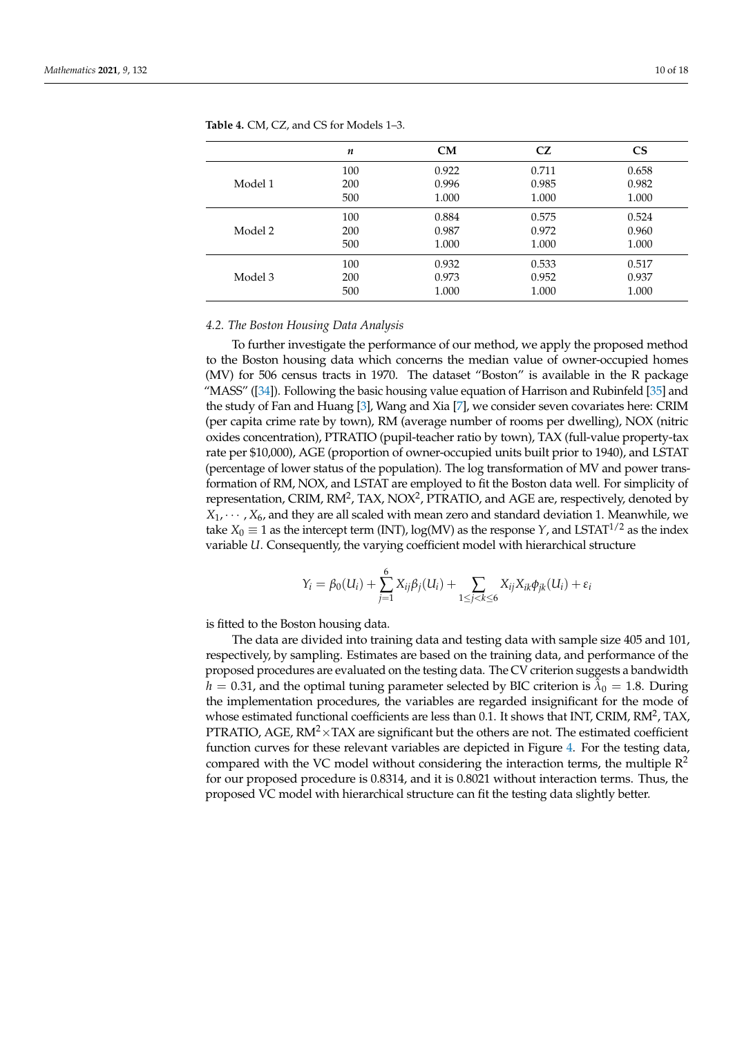**Table 4.** CM, CZ, and CS for Models 1–3.

| | $n$ | CM | CZ | CS |
|---|---|---|---|---|
| Model 1 | 100 | 0.922 | 0.711 | 0.658 |
| | 200 | 0.996 | 0.985 | 0.982 |
| | 500 | 1.000 | 1.000 | 1.000 |
| Model 2 | 100 | 0.884 | 0.575 | 0.524 |
| | 200 | 0.987 | 0.972 | 0.960 |
| | 500 | 1.000 | 1.000 | 1.000 |
| Model 3 | 100 | 0.932 | 0.533 | 0.517 |
| | 200 | 0.973 | 0.952 | 0.937 |
| | 500 | 1.000 | 1.000 | 1.000 |

### 4.2. The Boston Housing Data Analysis

To further investigate the performance of our method, we apply the proposed method to the Boston housing data which concerns the median value of owner-occupied homes (MV) for 506 census tracts in 1970. The dataset "Boston" is available in the R package "MASS" ([34]). Following the basic housing value equation of Harrison and Rubinfeld [35] and the study of Fan and Huang [3], Wang and Xia [7], we consider seven covariates here: CRIM (per capita crime rate by town), RM (average number of rooms per dwelling), NOX (nitric oxides concentration), PTRATIO (pupil-teacher ratio by town), TAX (full-value property-tax rate per \$10,000), AGE (proportion of owner-occupied units built prior to 1940), and LSTAT (percentage of lower status of the population). The log transformation of MV and power transformation of RM, NOX, and LSTAT are employed to fit the Boston data well. For simplicity of representation, CRIM, $\text{RM}^2$, TAX, $\text{NOX}^2$, PTRATIO, and AGE are, respectively, denoted by $X_1, \cdots, X_6$, and they are all scaled with mean zero and standard deviation 1. Meanwhile, we take $X_0 \equiv 1$ as the intercept term (INT), log(MV) as the response $Y$, and $\text{LSTAT}^{1/2}$ as the index variable $U$. Consequently, the varying coefficient model with hierarchical structure

$$Y_i = \beta_0(U_i) + \sum_{j=1}^{6} X_{ij}\beta_j(U_i) + \sum_{1\leq j<k\leq 6} X_{ij}X_{ik}\phi_{jk}(U_i) + \varepsilon_i$$

is fitted to the Boston housing data.

The data are divided into training data and testing data with sample size 405 and 101, respectively, by sampling. Estimates are based on the training data, and performance of the proposed procedures are evaluated on the testing data. The CV criterion suggests a bandwidth $h = 0.31$, and the optimal tuning parameter selected by BIC criterion is $\hat{\lambda}_0 = 1.8$. During the implementation procedures, the variables are regarded insignificant for the mode of whose estimated functional coefficients are less than 0.1. It shows that INT, CRIM, $\text{RM}^2$, TAX, PTRATIO, AGE, $\text{RM}^2\times$TAX are significant but the others are not. The estimated coefficient function curves for these relevant variables are depicted in Figure 4. For the testing data, compared with the VC model without considering the interaction terms, the multiple $R^2$ for our proposed procedure is 0.8314, and it is 0.8021 without interaction terms. Thus, the proposed VC model with hierarchical structure can fit the testing data slightly better.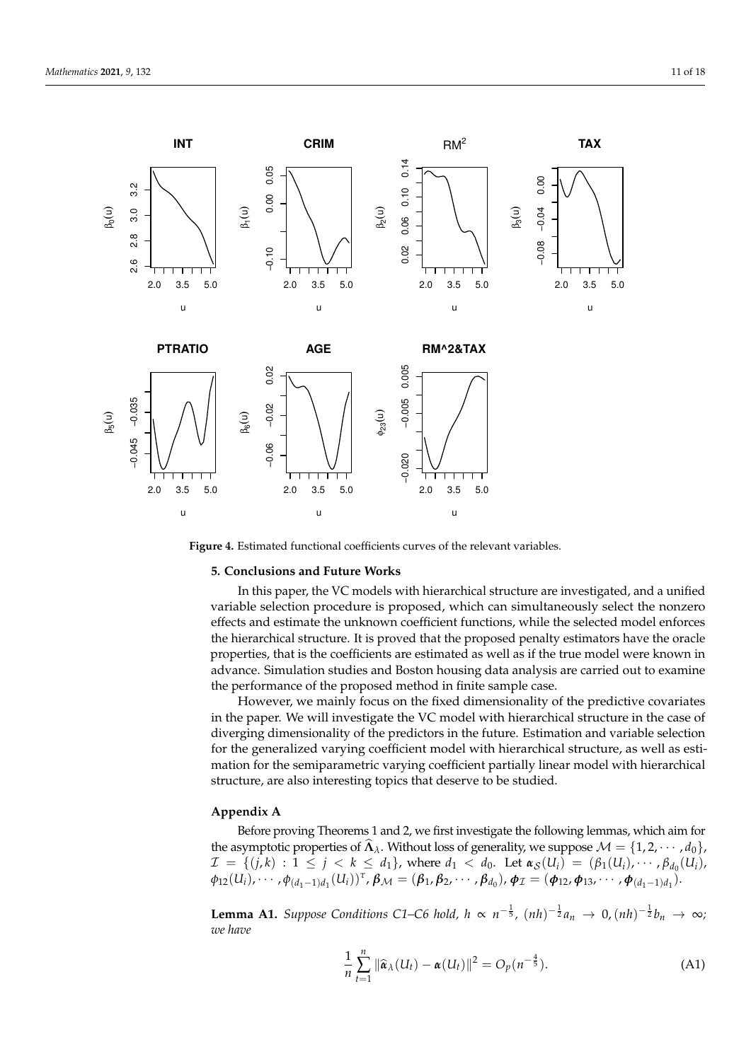**Figure 4.** Estimated functional coefficients curves of the relevant variables.

## 5. Conclusions and Future Works

In this paper, the VC models with hierarchical structure are investigated, and a unified variable selection procedure is proposed, which can simultaneously select the nonzero effects and estimate the unknown coefficient functions, while the selected model enforces the hierarchical structure. It is proved that the proposed penalty estimators have the oracle properties, that is the coefficients are estimated as well as if the true model were known in advance. Simulation studies and Boston housing data analysis are carried out to examine the performance of the proposed method in finite sample case.

However, we mainly focus on the fixed dimensionality of the predictive covariates in the paper. We will investigate the VC model with hierarchical structure in the case of diverging dimensionality of the predictors in the future. Estimation and variable selection for the generalized varying coefficient model with hierarchical structure, as well as estimation for the semiparametric varying coefficient partially linear model with hierarchical structure, are also interesting topics that deserve to be studied.

## Appendix A

Before proving Theorems 1 and 2, we first investigate the following lemmas, which aim for the asymptotic properties of $\widehat{\boldsymbol{\Lambda}}_\lambda$. Without loss of generality, we suppose $\mathcal{M} = \{1, 2, \cdots, d_0\}$, $\mathcal{I} = \{(j,k) : 1 \leq j < k \leq d_1\}$, where $d_1 < d_0$. Let $\boldsymbol{\alpha}_{\mathcal{S}}(U_i) = (\beta_1(U_i), \cdots, \beta_{d_0}(U_i), \phi_{12}(U_i), \cdots, \phi_{(d_1-1)d_1}(U_i))^\tau$, $\boldsymbol{\beta}_{\mathcal{M}} = (\boldsymbol{\beta}_1, \boldsymbol{\beta}_2, \cdots, \boldsymbol{\beta}_{d_0})$, $\boldsymbol{\phi}_{\mathcal{I}} = (\boldsymbol{\phi}_{12}, \boldsymbol{\phi}_{13}, \cdots, \boldsymbol{\phi}_{(d_1-1)d_1})$.

**Lemma A1.** *Suppose Conditions C1–C6 hold, $h \propto n^{-\frac{1}{5}}$, $(nh)^{-\frac{1}{2}} a_n \to 0, (nh)^{-\frac{1}{2}} b_n \to \infty$; we have*

$$\frac{1}{n} \sum_{t=1}^{n} \|\widehat{\boldsymbol{\alpha}}_\lambda(U_t) - \boldsymbol{\alpha}(U_t)\|^2 = O_p(n^{-\frac{4}{5}}). \tag{A1}$$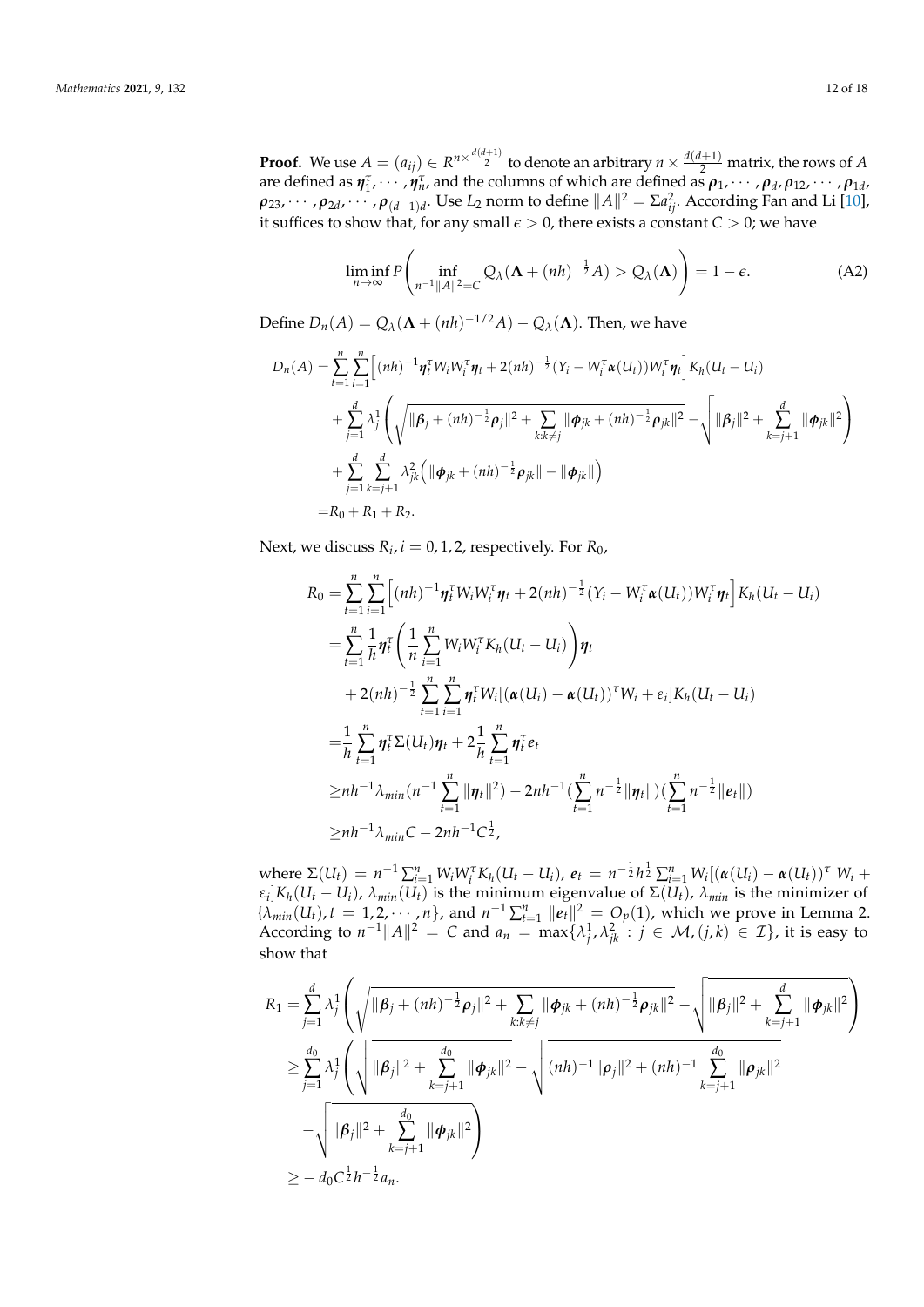**Proof.** We use $A = (a_{ij}) \in R^{n\times \frac{d(d+1)}{2}}$ to denote an arbitrary $n \times \frac{d(d+1)}{2}$ matrix, the rows of $A$ are defined as $\boldsymbol{\eta}_1^\tau, \cdots, \boldsymbol{\eta}_n^\tau$, and the columns of which are defined as $\boldsymbol{\rho}_1, \cdots, \boldsymbol{\rho}_d, \boldsymbol{\rho}_{12}, \cdots, \boldsymbol{\rho}_{1d}$, $\boldsymbol{\rho}_{23}, \cdots, \boldsymbol{\rho}_{2d}, \cdots, \boldsymbol{\rho}_{(d-1)d}$. Use $L_2$ norm to define $\|A\|^2 = \Sigma a_{ij}^2$. According Fan and Li [10], it suffices to show that, for any small $\epsilon > 0$, there exists a constant $C > 0$; we have

$$\liminf_{n\to\infty} P\left( \inf_{n^{-1}\|A\|^2 = C} Q_\lambda(\boldsymbol{\Lambda} + (nh)^{-\frac{1}{2}}A) > Q_\lambda(\boldsymbol{\Lambda}) \right) = 1 - \epsilon. \tag{A2}$$

Define $D_n(A) = Q_\lambda(\boldsymbol{\Lambda} + (nh)^{-1/2}A) - Q_\lambda(\boldsymbol{\Lambda})$. Then, we have

$$\begin{aligned}
D_n(A) =& \sum_{t=1}^n \sum_{i=1}^n \Big[ (nh)^{-1} \boldsymbol{\eta}_t^\tau W_i W_i^\tau \boldsymbol{\eta}_t + 2(nh)^{-\frac{1}{2}} (Y_i - W_i^\tau \boldsymbol{\alpha}(U_t)) W_i^\tau \boldsymbol{\eta}_t \Big] K_h(U_t - U_i) \\
&+ \sum_{j=1}^d \lambda_j^1 \left( \sqrt{\|\boldsymbol{\beta}_j + (nh)^{-\frac{1}{2}}\boldsymbol{\rho}_j\|^2 + \sum_{k:k\neq j} \|\boldsymbol{\phi}_{jk} + (nh)^{-\frac{1}{2}}\boldsymbol{\rho}_{jk}\|^2} - \sqrt{\|\boldsymbol{\beta}_j\|^2 + \sum_{k=j+1}^d \|\boldsymbol{\phi}_{jk}\|^2} \right) \\
&+ \sum_{j=1}^d \sum_{k=j+1}^d \lambda_{jk}^2 \Big( \|\boldsymbol{\phi}_{jk} + (nh)^{-\frac{1}{2}}\boldsymbol{\rho}_{jk}\| - \|\boldsymbol{\phi}_{jk}\| \Big) \\
=& R_0 + R_1 + R_2.
\end{aligned}$$

Next, we discuss $R_i, i = 0, 1, 2$, respectively. For $R_0$,

$$\begin{aligned}
R_0 =& \sum_{t=1}^n \sum_{i=1}^n \Big[ (nh)^{-1} \boldsymbol{\eta}_t^\tau W_i W_i^\tau \boldsymbol{\eta}_t + 2(nh)^{-\frac{1}{2}} (Y_i - W_i^\tau \boldsymbol{\alpha}(U_t)) W_i^\tau \boldsymbol{\eta}_t \Big] K_h(U_t - U_i) \\
=& \sum_{t=1}^n \frac{1}{h} \boldsymbol{\eta}_t^\tau \left( \frac{1}{n} \sum_{i=1}^n W_i W_i^\tau K_h(U_t - U_i) \right) \boldsymbol{\eta}_t \\
&+ 2(nh)^{-\frac{1}{2}} \sum_{t=1}^n \sum_{i=1}^n \boldsymbol{\eta}_t^\tau W_i [(\boldsymbol{\alpha}(U_i) - \boldsymbol{\alpha}(U_t))^\tau W_i + \varepsilon_i] K_h(U_t - U_i) \\
=& \frac{1}{h} \sum_{t=1}^n \boldsymbol{\eta}_t^\tau \Sigma(U_t) \boldsymbol{\eta}_t + 2\frac{1}{h} \sum_{t=1}^n \boldsymbol{\eta}_t^\tau \boldsymbol{e}_t \\
\geq& nh^{-1} \lambda_{min} (n^{-1} \sum_{t=1}^n \|\boldsymbol{\eta}_t\|^2) - 2nh^{-1} (\sum_{t=1}^n n^{-\frac{1}{2}} \|\boldsymbol{\eta}_t\|)(\sum_{t=1}^n n^{-\frac{1}{2}} \|\boldsymbol{e}_t\|) \\
\geq& nh^{-1} \lambda_{min} C - 2nh^{-1} C^{\frac{1}{2}},
\end{aligned}$$

where $\Sigma(U_t) = n^{-1} \sum_{i=1}^n W_i W_i^\tau K_h(U_t - U_i)$, $\boldsymbol{e}_t = n^{-\frac{1}{2}} h^{\frac{1}{2}} \sum_{i=1}^n W_i [(\boldsymbol{\alpha}(U_i) - \boldsymbol{\alpha}(U_t))^\tau \; W_i + \varepsilon_i] K_h(U_t - U_i)$, $\lambda_{min}(U_t)$ is the minimum eigenvalue of $\Sigma(U_t)$, $\lambda_{min}$ is the minimizer of $\{\lambda_{min}(U_t), t = 1, 2, \cdots, n\}$, and $n^{-1} \sum_{t=1}^n \|\boldsymbol{e}_t\|^2 = O_p(1)$, which we prove in Lemma 2. According to $n^{-1}\|A\|^2 = C$ and $a_n = \max\{\lambda_j^1, \lambda_{jk}^2 : j \in \mathcal{M}, (j,k) \in \mathcal{I}\}$, it is easy to show that

$$\begin{aligned}
R_1 =& \sum_{j=1}^d \lambda_j^1 \left( \sqrt{\|\boldsymbol{\beta}_j + (nh)^{-\frac{1}{2}}\boldsymbol{\rho}_j\|^2 + \sum_{k:k\neq j} \|\boldsymbol{\phi}_{jk} + (nh)^{-\frac{1}{2}}\boldsymbol{\rho}_{jk}\|^2} - \sqrt{\|\boldsymbol{\beta}_j\|^2 + \sum_{k=j+1}^d \|\boldsymbol{\phi}_{jk}\|^2} \right) \\
\geq& \sum_{j=1}^{d_0} \lambda_j^1 \left( \sqrt{\|\boldsymbol{\beta}_j\|^2 + \sum_{k=j+1}^{d_0} \|\boldsymbol{\phi}_{jk}\|^2} - \sqrt{(nh)^{-1}\|\boldsymbol{\rho}_j\|^2 + (nh)^{-1} \sum_{k=j+1}^{d_0} \|\boldsymbol{\rho}_{jk}\|^2} \right. \\
&\left. - \sqrt{\|\boldsymbol{\beta}_j\|^2 + \sum_{k=j+1}^{d_0} \|\boldsymbol{\phi}_{jk}\|^2} \right) \\
\geq& -d_0 C^{\frac{1}{2}} h^{-\frac{1}{2}} a_n.
\end{aligned}$$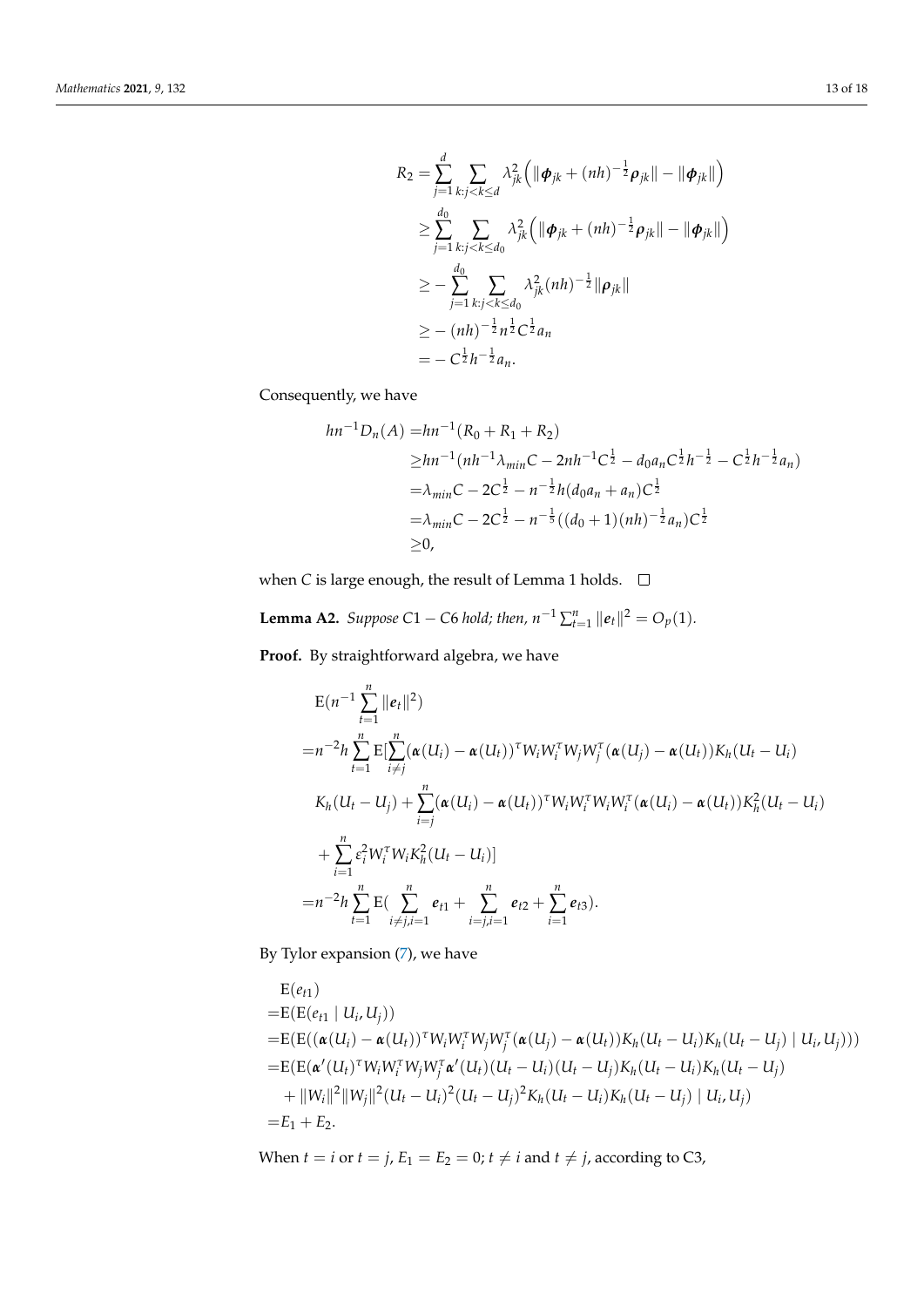$$
\begin{aligned}
R_2 =& \sum_{j=1}^{d} \sum_{k:j<k\le d} \lambda_{jk}^2 \Big( \|\boldsymbol{\phi}_{jk} + (nh)^{-\frac{1}{2}} \boldsymbol{\rho}_{jk}\| - \|\boldsymbol{\phi}_{jk}\| \Big) \\
\ge & \sum_{j=1}^{d_0} \sum_{k:j<k\le d_0} \lambda_{jk}^2 \Big( \|\boldsymbol{\phi}_{jk} + (nh)^{-\frac{1}{2}} \boldsymbol{\rho}_{jk}\| - \|\boldsymbol{\phi}_{jk}\| \Big) \\
\ge & - \sum_{j=1}^{d_0} \sum_{k:j<k\le d_0} \lambda_{jk}^2 (nh)^{-\frac{1}{2}} \|\boldsymbol{\rho}_{jk}\| \\
\ge & - (nh)^{-\frac{1}{2}} n^{\frac{1}{2}} C^{\frac{1}{2}} a_n \\
=& - C^{\frac{1}{2}} h^{-\frac{1}{2}} a_n.
\end{aligned}
$$

Consequently, we have

$$
\begin{aligned}
hn^{-1} D_n(A) =& hn^{-1}(R_0 + R_1 + R_2) \\
\ge & hn^{-1}(nh^{-1}\lambda_{min} C - 2nh^{-1} C^{\frac{1}{2}} - d_0 a_n C^{\frac{1}{2}} h^{-\frac{1}{2}} - C^{\frac{1}{2}} h^{-\frac{1}{2}} a_n) \\
=& \lambda_{min} C - 2C^{\frac{1}{2}} - n^{-\frac{1}{2}} h (d_0 a_n + a_n) C^{\frac{1}{2}} \\
=& \lambda_{min} C - 2C^{\frac{1}{2}} - n^{-\frac{1}{5}} ((d_0+1)(nh)^{-\frac{1}{2}} a_n) C^{\frac{1}{2}} \\
\ge & 0,
\end{aligned}
$$

when $C$ is large enough, the result of Lemma 1 holds. □

**Lemma A2.** *Suppose $C1 - C6$ hold; then, $n^{-1}\sum_{t=1}^{n} \|\boldsymbol{e}_t\|^2 = O_p(1)$.*

**Proof.** By straightforward algebra, we have

$$
\begin{aligned}
& \mathrm{E}(n^{-1} \sum_{t=1}^{n} \|\boldsymbol{e}_t\|^2) \\
=& n^{-2} h \sum_{t=1}^{n} \mathrm{E}[\sum_{i \ne j}^{n} (\boldsymbol{\alpha}(U_i) - \boldsymbol{\alpha}(U_t))^{\tau} W_i W_i^{\tau} W_j W_j^{\tau} (\boldsymbol{\alpha}(U_j) - \boldsymbol{\alpha}(U_t)) K_h(U_t - U_i) \\
& K_h(U_t - U_j) + \sum_{i=j}^{n} (\boldsymbol{\alpha}(U_i) - \boldsymbol{\alpha}(U_t))^{\tau} W_i W_i^{\tau} W_i W_i^{\tau} (\boldsymbol{\alpha}(U_i) - \boldsymbol{\alpha}(U_t)) K_h^2(U_t - U_i) \\
& + \sum_{i=1}^{n} \varepsilon_i^2 W_i^{\tau} W_i K_h^2(U_t - U_i)] \\
=& n^{-2} h \sum_{t=1}^{n} \mathrm{E}( \sum_{i \ne j, i=1}^{n} \boldsymbol{e}_{t1} + \sum_{i=j, i=1}^{n} \boldsymbol{e}_{t2} + \sum_{i=1}^{n} \boldsymbol{e}_{t3}).
\end{aligned}
$$

By Tylor expansion (7), we have

$$
\begin{aligned}
& \mathrm{E}(e_{t1}) \\
=& \mathrm{E}(\mathrm{E}(e_{t1} \mid U_i, U_j)) \\
=& \mathrm{E}(\mathrm{E}((\boldsymbol{\alpha}(U_i) - \boldsymbol{\alpha}(U_t))^{\tau} W_i W_i^{\tau} W_j W_j^{\tau} (\boldsymbol{\alpha}(U_j) - \boldsymbol{\alpha}(U_t)) K_h(U_t - U_i) K_h(U_t - U_j) \mid U_i, U_j))) \\
=& \mathrm{E}(\mathrm{E}(\boldsymbol{\alpha}'(U_t)^{\tau} W_i W_i^{\tau} W_j W_j^{\tau} \boldsymbol{\alpha}'(U_t)(U_t - U_i)(U_t - U_j) K_h(U_t - U_i) K_h(U_t - U_j) \\
& + \|W_i\|^2 \|W_j\|^2 (U_t - U_i)^2 (U_t - U_j)^2 K_h(U_t - U_i) K_h(U_t - U_j) \mid U_i, U_j) \\
=& E_1 + E_2.
\end{aligned}
$$

When $t = i$ or $t = j$, $E_1 = E_2 = 0$; $t \ne i$ and $t \ne j$, according to C3,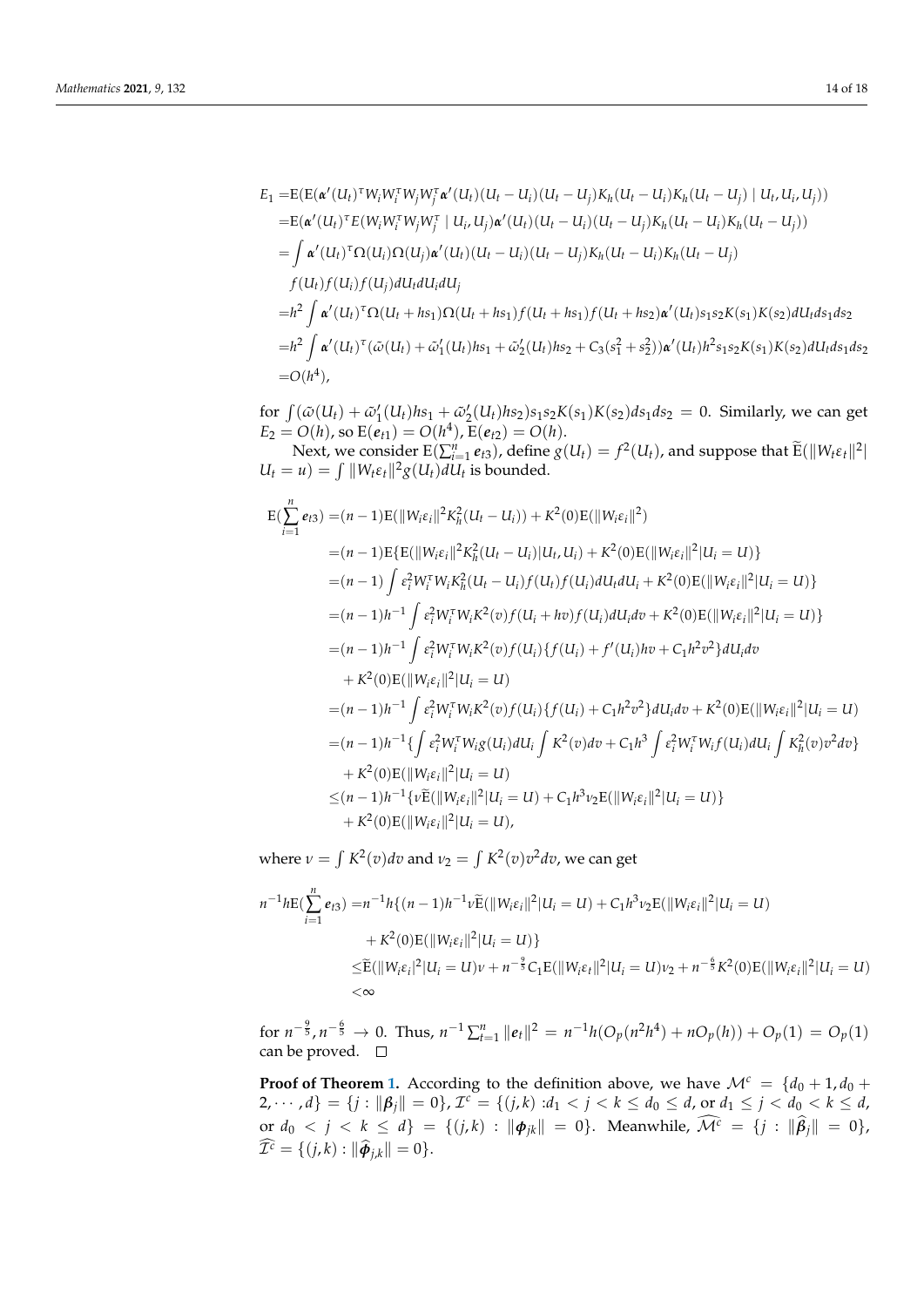$$
\begin{aligned}
E_1 =& \mathrm{E}(\mathrm{E}(\boldsymbol{\alpha}'(U_t)^\tau W_i W_i^\tau W_j W_j^\tau \boldsymbol{\alpha}'(U_t)(U_t - U_i)(U_t - U_j) K_h(U_t - U_i) K_h(U_t - U_j) \mid U_t, U_i, U_j)) \\
=& \mathrm{E}(\boldsymbol{\alpha}'(U_t)^\tau E(W_i W_i^\tau W_j W_j^\tau \mid U_i, U_j) \boldsymbol{\alpha}'(U_t)(U_t - U_i)(U_t - U_j) K_h(U_t - U_i) K_h(U_t - U_j)) \\
=& \int \boldsymbol{\alpha}'(U_t)^\tau \Omega(U_i) \Omega(U_j) \boldsymbol{\alpha}'(U_t)(U_t - U_i)(U_t - U_j) K_h(U_t - U_i) K_h(U_t - U_j) \\
& f(U_t) f(U_i) f(U_j) dU_t dU_i dU_j \\
=& h^2 \int \boldsymbol{\alpha}'(U_t)^\tau \Omega(U_t + hs_1) \Omega(U_t + hs_1) f(U_t + hs_1) f(U_t + hs_2) \boldsymbol{\alpha}'(U_t) s_1 s_2 K(s_1) K(s_2) dU_t ds_1 ds_2 \\
=& h^2 \int \boldsymbol{\alpha}'(U_t)^\tau (\bar{\omega}(U_t) + \bar{\omega}_1'(U_t) hs_1 + \bar{\omega}_2'(U_t) hs_2 + C_3(s_1^2 + s_2^2)) \boldsymbol{\alpha}'(U_t) h^2 s_1 s_2 K(s_1) K(s_2) dU_t ds_1 ds_2 \\
=& O(h^4),
\end{aligned}
$$

for $\int (\bar{\omega}(U_t) + \bar{\omega}_1'(U_t) hs_1 + \bar{\omega}_2'(U_t) hs_2) s_1 s_2 K(s_1) K(s_2) ds_1 ds_2 = 0$. Similarly, we can get $E_2 = O(h)$, so $\mathrm{E}(\boldsymbol{e}_{t1}) = O(h^4)$, $\mathrm{E}(\boldsymbol{e}_{t2}) = O(h)$.

Next, we consider $\mathrm{E}(\sum_{i=1}^n \boldsymbol{e}_{t3})$, define $g(U_t) = f^2(U_t)$, and suppose that $\widetilde{\mathrm{E}}(\|W_t \varepsilon_t\|^2 | U_t = u) = \int \|W_t \varepsilon_t\|^2 g(U_t) dU_t$ is bounded.

$$
\begin{aligned}
\mathrm{E}(\sum_{i=1}^n \boldsymbol{e}_{t3}) =& (n-1)\mathrm{E}(\|W_i \varepsilon_i\|^2 K_h^2(U_t - U_i)) + K^2(0)\mathrm{E}(\|W_i \varepsilon_i\|^2) \\
=& (n-1)\mathrm{E}\{\mathrm{E}(\|W_i \varepsilon_i\|^2 K_h^2(U_t - U_i) | U_t, U_i) + K^2(0)\mathrm{E}(\|W_i \varepsilon_i\|^2 | U_i = U)\} \\
=& (n-1) \int \varepsilon_i^2 W_i^\tau W_i K_h^2(U_t - U_i) f(U_t) f(U_i) dU_t dU_i + K^2(0)\mathrm{E}(\|W_i \varepsilon_i\|^2 | U_i = U)\} \\
=& (n-1) h^{-1} \int \varepsilon_i^2 W_i^\tau W_i K^2(v) f(U_i + hv) f(U_i) dU_i dv + K^2(0)\mathrm{E}(\|W_i \varepsilon_i\|^2 | U_i = U)\} \\
=& (n-1) h^{-1} \int \varepsilon_i^2 W_i^\tau W_i K^2(v) f(U_i) \{f(U_i) + f'(U_i) hv + C_1 h^2 v^2\} dU_i dv \\
& + K^2(0)\mathrm{E}(\|W_i \varepsilon_i\|^2 | U_i = U) \\
=& (n-1) h^{-1} \int \varepsilon_i^2 W_i^\tau W_i K^2(v) f(U_i) \{f(U_i) + C_1 h^2 v^2\} dU_i dv + K^2(0)\mathrm{E}(\|W_i \varepsilon_i\|^2 | U_i = U) \\
=& (n-1) h^{-1} \{\int \varepsilon_i^2 W_i^\tau W_i g(U_i) dU_i \int K^2(v) dv + C_1 h^3 \int \varepsilon_i^2 W_i^\tau W_i f(U_i) dU_i \int K_h^2(v) v^2 dv\} \\
& + K^2(0)\mathrm{E}(\|W_i \varepsilon_i\|^2 | U_i = U) \\
\leq& (n-1) h^{-1} \{\nu \widetilde{\mathrm{E}}(\|W_i \varepsilon_i\|^2 | U_i = U) + C_1 h^3 \nu_2 \mathrm{E}(\|W_i \varepsilon_i\|^2 | U_i = U)\} \\
& + K^2(0)\mathrm{E}(\|W_i \varepsilon_i\|^2 | U_i = U),
\end{aligned}
$$

where $\nu = \int K^2(v) dv$ and $\nu_2 = \int K^2(v) v^2 dv$, we can get

$$
\begin{aligned}
n^{-1} h \mathrm{E}(\sum_{i=1}^n \boldsymbol{e}_{t3}) =& n^{-1} h \{(n-1) h^{-1} \nu \widetilde{\mathrm{E}}(\|W_i \varepsilon_i\|^2 | U_i = U) + C_1 h^3 \nu_2 \mathrm{E}(\|W_i \varepsilon_i\|^2 | U_i = U) \\
& + K^2(0)\mathrm{E}(\|W_i \varepsilon_i\|^2 | U_i = U)\} \\
\leq& \widetilde{\mathrm{E}}(\|W_i \varepsilon_i|^2 | U_i = U) \nu + n^{-\frac{9}{5}} C_1 \mathrm{E}(\|W_i \varepsilon_t\|^2 | U_i = U) \nu_2 + n^{-\frac{6}{5}} K^2(0)\mathrm{E}(\|W_i \varepsilon_i\|^2 | U_i = U) \\
<& \infty
\end{aligned}
$$

for $n^{-\frac{9}{5}}, n^{-\frac{6}{5}} \to 0$. Thus, $n^{-1} \sum_{t=1}^n \|\boldsymbol{e}_t\|^2 = n^{-1} h(O_p(n^2 h^4) + n O_p(h)) + O_p(1) = O_p(1)$ can be proved. □

**Proof of Theorem 1.** According to the definition above, we have $\mathcal{M}^c = \{d_0 + 1, d_0 + 2, \cdots, d\} = \{j : \|\boldsymbol{\beta}_j\| = 0\}$, $\mathcal{I}^c = \{(j,k) : d_1 < j < k \leq d_0 \leq d$, or $d_1 \leq j < d_0 < k \leq d$, or $d_0 < j < k \leq d\} = \{(j,k) : \|\boldsymbol{\phi}_{jk}\| = 0\}$. Meanwhile, $\widehat{\mathcal{M}^c} = \{j : \|\widehat{\boldsymbol{\beta}}_j\| = 0\}$, $\widehat{\mathcal{I}^c} = \{(j,k) : \|\widehat{\boldsymbol{\phi}}_{j,k}\| = 0\}$.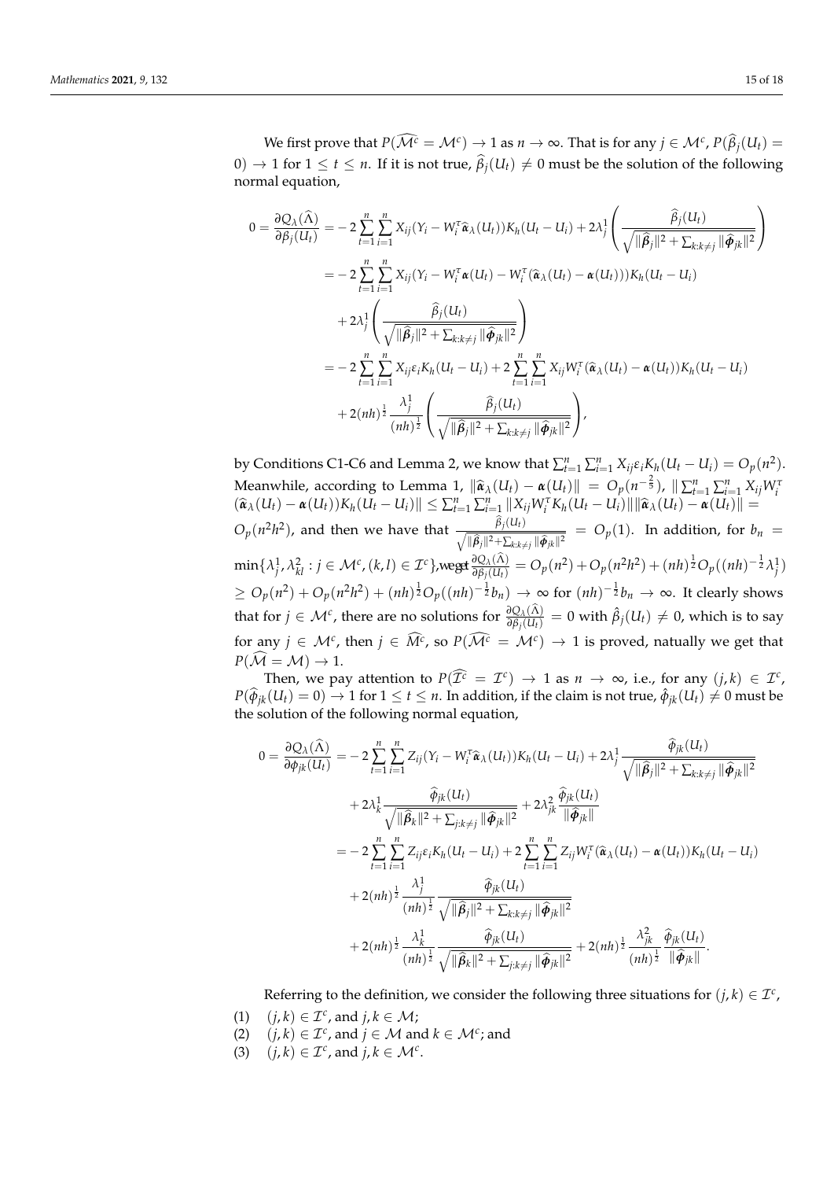We first prove that $P(\widehat{\mathcal{M}^c} = \mathcal{M}^c) \to 1$ as $n \to \infty$. That is for any $j \in \mathcal{M}^c$, $P(\widehat{\beta}_j(U_t) = 0) \to 1$ for $1 \le t \le n$. If it is not true, $\widehat{\beta}_j(U_t) \ne 0$ must be the solution of the following normal equation,

$$
\begin{aligned}
0 = \frac{\partial Q_\lambda(\widehat{\Lambda})}{\partial \beta_j(U_t)} =& -2\sum_{t=1}^n \sum_{i=1}^n X_{ij}(Y_i - W_i^\tau \widehat{\boldsymbol{\alpha}}_\lambda(U_t))K_h(U_t - U_i) + 2\lambda_j^1 \left( \frac{\widehat{\beta}_j(U_t)}{\sqrt{\|\widehat{\boldsymbol{\beta}}_j\|^2 + \sum_{k:k\ne j}\|\widehat{\boldsymbol{\phi}}_{jk}\|^2}} \right) \\
=& -2\sum_{t=1}^n \sum_{i=1}^n X_{ij}(Y_i - W_i^\tau \boldsymbol{\alpha}(U_t) - W_i^\tau(\widehat{\boldsymbol{\alpha}}_\lambda(U_t) - \boldsymbol{\alpha}(U_t)))K_h(U_t - U_i) \\
&+ 2\lambda_j^1 \left( \frac{\widehat{\beta}_j(U_t)}{\sqrt{\|\widehat{\boldsymbol{\beta}}_j\|^2 + \sum_{k:k\ne j}\|\widehat{\boldsymbol{\phi}}_{jk}\|^2}} \right) \\
=& -2\sum_{t=1}^n \sum_{i=1}^n X_{ij}\varepsilon_i K_h(U_t - U_i) + 2\sum_{t=1}^n \sum_{i=1}^n X_{ij}W_i^\tau(\widehat{\boldsymbol{\alpha}}_\lambda(U_t) - \boldsymbol{\alpha}(U_t))K_h(U_t - U_i) \\
&+ 2(nh)^{\frac{1}{2}} \frac{\lambda_j^1}{(nh)^{\frac{1}{2}}} \left( \frac{\widehat{\beta}_j(U_t)}{\sqrt{\|\widehat{\boldsymbol{\beta}}_j\|^2 + \sum_{k:k\ne j}\|\widehat{\boldsymbol{\phi}}_{jk}\|^2}} \right),
\end{aligned}
$$

by Conditions C1-C6 and Lemma 2, we know that $\sum_{t=1}^n \sum_{i=1}^n X_{ij}\varepsilon_i K_h(U_t - U_i) = O_p(n^2)$. Meanwhile, according to Lemma 1, $\|\widehat{\boldsymbol{\alpha}}_\lambda(U_t) - \boldsymbol{\alpha}(U_t)\| = O_p(n^{-\frac{2}{5}})$, $\|\sum_{t=1}^n \sum_{i=1}^n X_{ij}W_i^\tau (\widehat{\boldsymbol{\alpha}}_\lambda(U_t) - \boldsymbol{\alpha}(U_t))K_h(U_t - U_i)\| \le \sum_{t=1}^n \sum_{i=1}^n \|X_{ij}W_i^\tau K_h(U_t - U_i)\| \|\widehat{\boldsymbol{\alpha}}_\lambda(U_t) - \boldsymbol{\alpha}(U_t)\| = O_p(n^2h^2)$, and then we have that $\frac{\widehat{\beta}_j(U_t)}{\sqrt{\|\widehat{\boldsymbol{\beta}}_j\|^2 + \sum_{k:k\ne j}\|\widehat{\boldsymbol{\phi}}_{jk}\|^2}} = O_p(1)$. In addition, for $b_n = \min\{\lambda_j^1, \lambda_{kl}^2 : j \in \mathcal{M}^c, (k,l) \in \mathcal{I}^c\}$, we get $\frac{\partial Q_\lambda(\widehat{\Lambda})}{\partial \beta_j(U_t)} = O_p(n^2) + O_p(n^2h^2) + (nh)^{\frac{1}{2}} O_p((nh)^{-\frac{1}{2}}\lambda_j^1) \ge O_p(n^2) + O_p(n^2h^2) + (nh)^{\frac{1}{2}} O_p((nh)^{-\frac{1}{2}} b_n) \to \infty$ for $(nh)^{-\frac{1}{2}} b_n \to \infty$. It clearly shows that for $j \in \mathcal{M}^c$, there are no solutions for $\frac{\partial Q_\lambda(\widehat{\Lambda})}{\partial \beta_j(U_t)} = 0$ with $\hat{\beta}_j(U_t) \ne 0$, which is to say for any $j \in \mathcal{M}^c$, then $j \in \widehat{\mathcal{M}}^c$, so $P(\widehat{\mathcal{M}^c} = \mathcal{M}^c) \to 1$ is proved, natually we get that $P(\widehat{\mathcal{M}} = \mathcal{M}) \to 1$.

Then, we pay attention to $P(\widehat{\mathcal{I}^c} = \mathcal{I}^c) \to 1$ as $n \to \infty$, i.e., for any $(j,k) \in \mathcal{I}^c$, $P(\widehat{\phi}_{jk}(U_t) = 0) \to 1$ for $1 \le t \le n$. In addition, if the claim is not true, $\hat{\phi}_{jk}(U_t) \ne 0$ must be the solution of the following normal equation,

$$
\begin{aligned}
0 = \frac{\partial Q_\lambda(\widehat{\Lambda})}{\partial \phi_{jk}(U_t)} =& -2\sum_{t=1}^n \sum_{i=1}^n Z_{ij}(Y_i - W_i^\tau \widehat{\boldsymbol{\alpha}}_\lambda(U_t))K_h(U_t - U_i) + 2\lambda_j^1 \frac{\widehat{\phi}_{jk}(U_t)}{\sqrt{\|\widehat{\boldsymbol{\beta}}_j\|^2 + \sum_{k:k\ne j}\|\widehat{\boldsymbol{\phi}}_{jk}\|^2}} \\
&+ 2\lambda_k^1 \frac{\widehat{\phi}_{jk}(U_t)}{\sqrt{\|\widehat{\boldsymbol{\beta}}_k\|^2 + \sum_{j:k\ne j}\|\widehat{\boldsymbol{\phi}}_{jk}\|^2}} + 2\lambda_{jk}^2 \frac{\widehat{\phi}_{jk}(U_t)}{\|\widehat{\boldsymbol{\phi}}_{jk}\|} \\
=& -2\sum_{t=1}^n \sum_{i=1}^n Z_{ij}\varepsilon_i K_h(U_t - U_i) + 2\sum_{t=1}^n \sum_{i=1}^n Z_{ij}W_i^\tau(\widehat{\boldsymbol{\alpha}}_\lambda(U_t) - \boldsymbol{\alpha}(U_t))K_h(U_t - U_i) \\
&+ 2(nh)^{\frac{1}{2}} \frac{\lambda_j^1}{(nh)^{\frac{1}{2}}} \frac{\widehat{\phi}_{jk}(U_t)}{\sqrt{\|\widehat{\boldsymbol{\beta}}_j\|^2 + \sum_{k:k\ne j}\|\widehat{\boldsymbol{\phi}}_{jk}\|^2}} \\
&+ 2(nh)^{\frac{1}{2}} \frac{\lambda_k^1}{(nh)^{\frac{1}{2}}} \frac{\widehat{\phi}_{jk}(U_t)}{\sqrt{\|\widehat{\boldsymbol{\beta}}_k\|^2 + \sum_{j:k\ne j}\|\widehat{\boldsymbol{\phi}}_{jk}\|^2}} + 2(nh)^{\frac{1}{2}} \frac{\lambda_{jk}^2}{(nh)^{\frac{1}{2}}} \frac{\widehat{\phi}_{jk}(U_t)}{\|\widehat{\boldsymbol{\phi}}_{jk}\|}.
\end{aligned}
$$

Referring to the definition, we consider the following three situations for $(j,k) \in \mathcal{I}^c$,

(1) $(j,k) \in \mathcal{I}^c$, and $j,k \in \mathcal{M}$;
(2) $(j,k) \in \mathcal{I}^c$, and $j \in \mathcal{M}$ and $k \in \mathcal{M}^c$; and
(3) $(j,k) \in \mathcal{I}^c$, and $j,k \in \mathcal{M}^c$.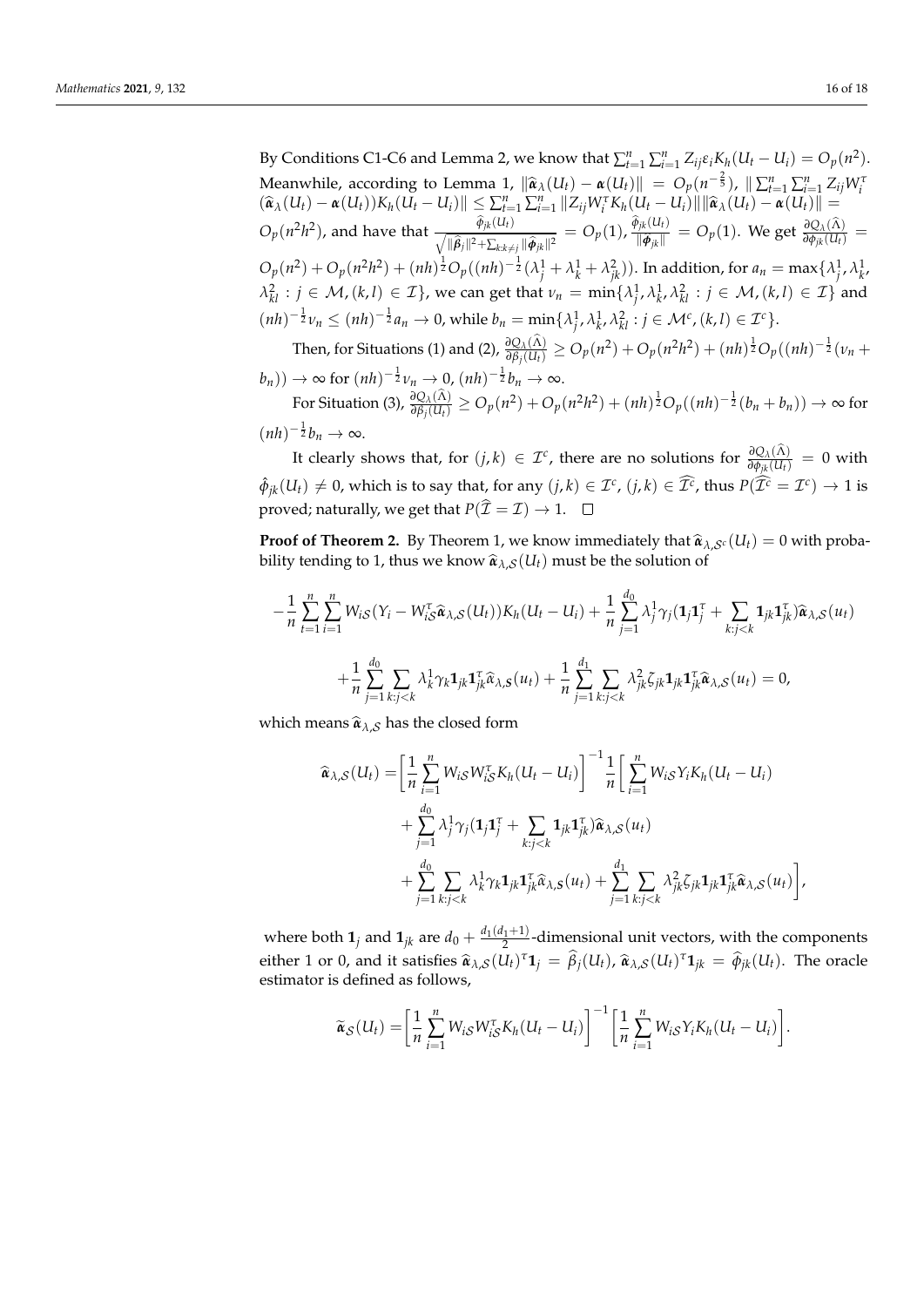By Conditions C1-C6 and Lemma 2, we know that $\sum_{t=1}^{n}\sum_{i=1}^{n} Z_{ij}\varepsilon_i K_h(U_t - U_i) = O_p(n^2)$. Meanwhile, according to Lemma 1, $\|\widehat{\boldsymbol{\alpha}}_\lambda(U_t) - \boldsymbol{\alpha}(U_t)\| = O_p(n^{-\frac{2}{5}})$, $\|\sum_{t=1}^{n}\sum_{i=1}^{n} Z_{ij}W_i^\tau (\widehat{\boldsymbol{\alpha}}_\lambda(U_t) - \boldsymbol{\alpha}(U_t))K_h(U_t - U_i)\| \leq \sum_{t=1}^{n}\sum_{i=1}^{n}\|Z_{ij}W_i^\tau K_h(U_t - U_i)\|\|\widehat{\boldsymbol{\alpha}}_\lambda(U_t) - \boldsymbol{\alpha}(U_t)\| = O_p(n^2h^2)$, and have that $\frac{\widehat{\phi}_{jk}(U_t)}{\sqrt{\|\widehat{\boldsymbol{\beta}}_j\|^2 + \sum_{k:k\neq j}\|\widehat{\boldsymbol{\phi}}_{jk}\|^2}} = O_p(1)$, $\frac{\widehat{\phi}_{jk}(U_t)}{\|\widehat{\boldsymbol{\phi}}_{jk}\|} = O_p(1)$. We get $\frac{\partial Q_\lambda(\widehat{\Lambda})}{\partial \phi_{jk}(U_t)} = O_p(n^2) + O_p(n^2h^2) + (nh)^{\frac{1}{2}}O_p((nh)^{-\frac{1}{2}}(\lambda_j^1 + \lambda_k^1 + \lambda_{jk}^2))$. In addition, for $a_n = \max\{\lambda_j^1, \lambda_k^1, \lambda_{kl}^2 : j \in \mathcal{M}, (k,l) \in \mathcal{I}\}$, we can get that $\nu_n = \min\{\lambda_j^1, \lambda_k^1, \lambda_{kl}^2 : j \in \mathcal{M}, (k,l) \in \mathcal{I}\}$ and $(nh)^{-\frac{1}{2}}\nu_n \leq (nh)^{-\frac{1}{2}}a_n \to 0$, while $b_n = \min\{\lambda_j^1, \lambda_k^1, \lambda_{kl}^2 : j \in \mathcal{M}^c, (k,l) \in \mathcal{I}^c\}$.

Then, for Situations (1) and (2), $\frac{\partial Q_\lambda(\widehat{\Lambda})}{\partial \beta_j(U_t)} \geq O_p(n^2) + O_p(n^2h^2) + (nh)^{\frac{1}{2}}O_p((nh)^{-\frac{1}{2}}(\nu_n + b_n)) \to \infty$ for $(nh)^{-\frac{1}{2}}\nu_n \to 0$, $(nh)^{-\frac{1}{2}}b_n \to \infty$.

For Situation (3), $\frac{\partial Q_\lambda(\widehat{\Lambda})}{\partial \beta_j(U_t)} \geq O_p(n^2) + O_p(n^2h^2) + (nh)^{\frac{1}{2}}O_p((nh)^{-\frac{1}{2}}(b_n + b_n)) \to \infty$ for $(nh)^{-\frac{1}{2}}b_n \to \infty$.

It clearly shows that, for $(j,k) \in \mathcal{I}^c$, there are no solutions for $\frac{\partial Q_\lambda(\widehat{\Lambda})}{\partial \phi_{jk}(U_t)} = 0$ with $\hat{\phi}_{jk}(U_t) \neq 0$, which is to say that, for any $(j,k) \in \mathcal{I}^c$, $(j,k) \in \widehat{\mathcal{I}^c}$, thus $P(\widehat{\mathcal{I}^c} = \mathcal{I}^c) \to 1$ is proved; naturally, we get that $P(\widehat{\mathcal{I}} = \mathcal{I}) \to 1$. $\square$

**Proof of Theorem 2.** By Theorem 1, we know immediately that $\widehat{\boldsymbol{\alpha}}_{\lambda,\mathcal{S}^c}(U_t) = 0$ with probability tending to 1, thus we know $\widehat{\boldsymbol{\alpha}}_{\lambda,\mathcal{S}}(U_t)$ must be the solution of

$$-\frac{1}{n}\sum_{t=1}^{n}\sum_{i=1}^{n} W_{i\mathcal{S}}(Y_i - W_{i\mathcal{S}}^\tau \widehat{\boldsymbol{\alpha}}_{\lambda,\mathcal{S}}(U_t))K_h(U_t - U_i) + \frac{1}{n}\sum_{j=1}^{d_0}\lambda_j^1\gamma_j(\mathbf{1}_j\mathbf{1}_j^\tau + \sum_{k:j<k}\mathbf{1}_{jk}\mathbf{1}_{jk}^\tau)\widehat{\boldsymbol{\alpha}}_{\lambda,\mathcal{S}}(u_t)$$

$$+\frac{1}{n}\sum_{j=1}^{d_0}\sum_{k:j<k}\lambda_k^1\gamma_k\mathbf{1}_{jk}\mathbf{1}_{jk}^\tau\widehat{\alpha}_{\lambda,\mathbf{S}}(u_t) + \frac{1}{n}\sum_{j=1}^{d_1}\sum_{k:j<k}\lambda_{jk}^2\zeta_{jk}\mathbf{1}_{jk}\mathbf{1}_{jk}^\tau\widehat{\boldsymbol{\alpha}}_{\lambda,\mathcal{S}}(u_t) = 0,$$

which means $\widehat{\boldsymbol{\alpha}}_{\lambda,\mathcal{S}}$ has the closed form

$$\begin{aligned}
\widehat{\boldsymbol{\alpha}}_{\lambda,\mathcal{S}}(U_t) =& \left[\frac{1}{n}\sum_{i=1}^{n} W_{i\mathcal{S}}W_{i\mathcal{S}}^\tau K_h(U_t - U_i)\right]^{-1}\frac{1}{n}\left[\sum_{i=1}^{n} W_{i\mathcal{S}}Y_iK_h(U_t - U_i)\right.\\
&+\sum_{j=1}^{d_0}\lambda_j^1\gamma_j(\mathbf{1}_j\mathbf{1}_j^\tau + \sum_{k:j<k}\mathbf{1}_{jk}\mathbf{1}_{jk}^\tau)\widehat{\boldsymbol{\alpha}}_{\lambda,\mathcal{S}}(u_t)\\
&\left.+\sum_{j=1}^{d_0}\sum_{k:j<k}\lambda_k^1\gamma_k\mathbf{1}_{jk}\mathbf{1}_{jk}^\tau\widehat{\alpha}_{\lambda,\mathbf{S}}(u_t) + \sum_{j=1}^{d_1}\sum_{k:j<k}\lambda_{jk}^2\zeta_{jk}\mathbf{1}_{jk}\mathbf{1}_{jk}^\tau\widehat{\boldsymbol{\alpha}}_{\lambda,\mathcal{S}}(u_t)\right],
\end{aligned}$$

where both $\mathbf{1}_j$ and $\mathbf{1}_{jk}$ are $d_0 + \frac{d_1(d_1+1)}{2}$-dimensional unit vectors, with the components either 1 or 0, and it satisfies $\widehat{\boldsymbol{\alpha}}_{\lambda,\mathcal{S}}(U_t)^\tau\mathbf{1}_j = \widehat{\beta}_j(U_t)$, $\widehat{\boldsymbol{\alpha}}_{\lambda,\mathcal{S}}(U_t)^\tau\mathbf{1}_{jk} = \widehat{\phi}_{jk}(U_t)$. The oracle estimator is defined as follows,

$$\widetilde{\boldsymbol{\alpha}}_{\mathcal{S}}(U_t) = \left[\frac{1}{n}\sum_{i=1}^{n} W_{i\mathcal{S}}W_{i\mathcal{S}}^\tau K_h(U_t - U_i)\right]^{-1}\left[\frac{1}{n}\sum_{i=1}^{n} W_{i\mathcal{S}}Y_iK_h(U_t - U_i)\right].$$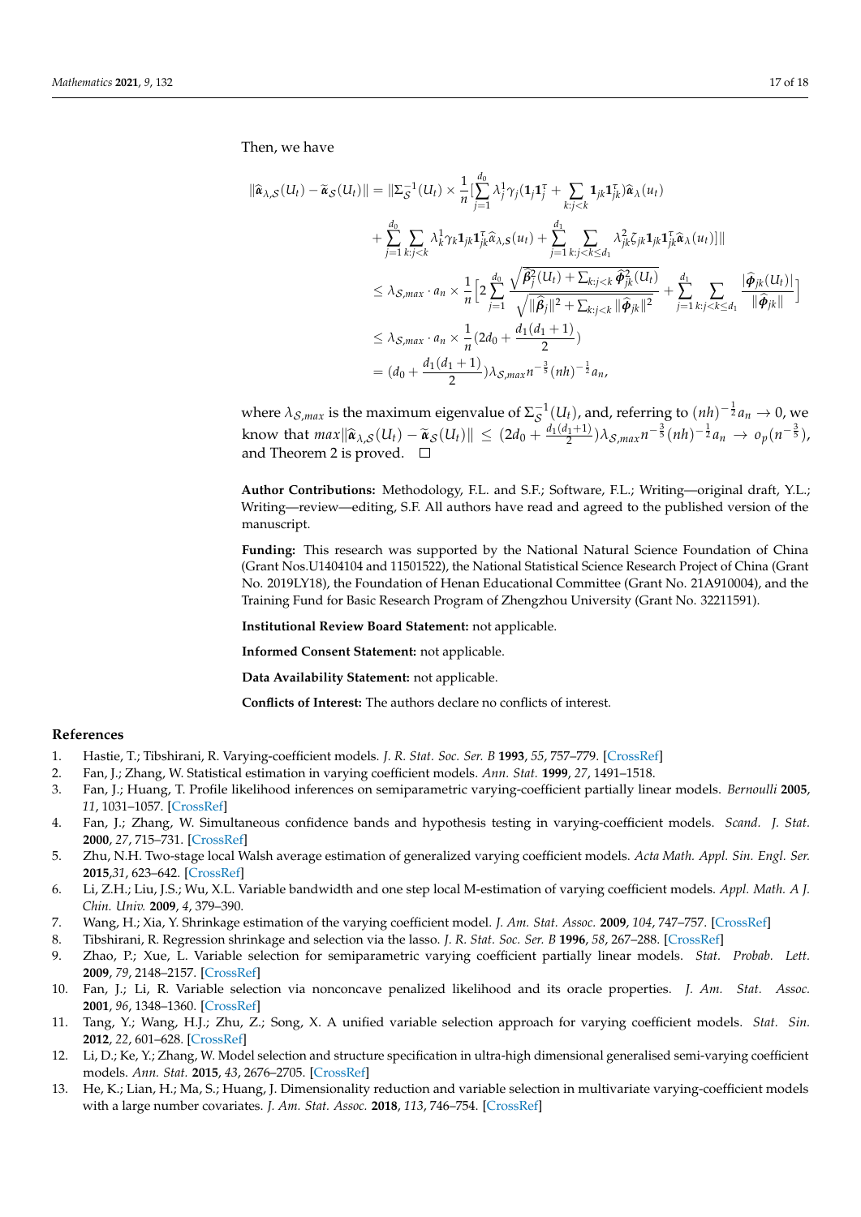Then, we have

$$
\begin{aligned}
\|\widehat{\boldsymbol{\alpha}}_{\lambda,\mathcal{S}}(U_t) - \widetilde{\boldsymbol{\alpha}}_{\mathcal{S}}(U_t)\| &= \|\Sigma_{\mathcal{S}}^{-1}(U_t) \times \frac{1}{n}[\sum_{j=1}^{d_0} \lambda_j^1 \gamma_j (\mathbf{1}_j \mathbf{1}_j^{\tau} + \sum_{k:j<k} \mathbf{1}_{jk} \mathbf{1}_{jk}^{\tau}) \widehat{\boldsymbol{\alpha}}_{\lambda}(u_t) \\
&\quad + \sum_{j=1}^{d_0} \sum_{k:j<k} \lambda_k^1 \gamma_k \mathbf{1}_{jk} \mathbf{1}_{jk}^{\tau} \widehat{\alpha}_{\lambda,\mathcal{S}}(u_t) + \sum_{j=1}^{d_1} \sum_{k:j<k\leq d_1} \lambda_{jk}^2 \zeta_{jk} \mathbf{1}_{jk} \mathbf{1}_{jk}^{\tau} \widehat{\boldsymbol{\alpha}}_{\lambda}(u_t)]\| \\
&\leq \lambda_{\mathcal{S},max} \cdot a_n \times \frac{1}{n}\Big[2 \sum_{j=1}^{d_0} \frac{\sqrt{\widehat{\boldsymbol{\beta}}_j^2(U_t) + \sum_{k:j<k} \widehat{\boldsymbol{\phi}}_{jk}^2(U_t)}}{\sqrt{\|\widehat{\boldsymbol{\beta}}_j\|^2 + \sum_{k:j<k} \|\widehat{\boldsymbol{\phi}}_{jk}\|^2}} + \sum_{j=1}^{d_1} \sum_{k:j<k\leq d_1} \frac{|\widehat{\boldsymbol{\phi}}_{jk}(U_t)|}{\|\widehat{\boldsymbol{\phi}}_{jk}\|}\Big] \\
&\leq \lambda_{\mathcal{S},max} \cdot a_n \times \frac{1}{n}(2d_0 + \frac{d_1(d_1+1)}{2}) \\
&= (d_0 + \frac{d_1(d_1+1)}{2}) \lambda_{\mathcal{S},max} n^{-\frac{3}{5}} (nh)^{-\frac{1}{2}} a_n,
\end{aligned}
$$

where $\lambda_{\mathcal{S},max}$ is the maximum eigenvalue of $\Sigma_{\mathcal{S}}^{-1}(U_t)$, and, referring to $(nh)^{-\frac{1}{2}} a_n \to 0$, we know that $max\|\widehat{\boldsymbol{\alpha}}_{\lambda,\mathcal{S}}(U_t) - \widetilde{\boldsymbol{\alpha}}_{\mathcal{S}}(U_t)\| \leq (2d_0 + \frac{d_1(d_1+1)}{2}) \lambda_{\mathcal{S},max} n^{-\frac{3}{5}} (nh)^{-\frac{1}{2}} a_n \to o_p(n^{-\frac{3}{5}})$, and Theorem 2 is proved. □

**Author Contributions:** Methodology, F.L. and S.F.; Software, F.L.; Writing—original draft, Y.L.; Writing—review—editing, S.F. All authors have read and agreed to the published version of the manuscript.

**Funding:** This research was supported by the National Natural Science Foundation of China (Grant Nos.U1404104 and 11501522), the National Statistical Science Research Project of China (Grant No. 2019LY18), the Foundation of Henan Educational Committee (Grant No. 21A910004), and the Training Fund for Basic Research Program of Zhengzhou University (Grant No. 32211591).

**Institutional Review Board Statement:** not applicable.

**Informed Consent Statement:** not applicable.

**Data Availability Statement:** not applicable.

**Conflicts of Interest:** The authors declare no conflicts of interest.

## References

1. Hastie, T.; Tibshirani, R. Varying-coefficient models. *J. R. Stat. Soc. Ser. B* **1993**, *55*, 757–779. [CrossRef]
2. Fan, J.; Zhang, W. Statistical estimation in varying coefficient models. *Ann. Stat.* **1999**, *27*, 1491–1518.
3. Fan, J.; Huang, T. Profile likelihood inferences on semiparametric varying-coefficient partially linear models. *Bernoulli* **2005**, *11*, 1031–1057. [CrossRef]
4. Fan, J.; Zhang, W. Simultaneous confidence bands and hypothesis testing in varying-coefficient models. *Scand. J. Stat.* **2000**, *27*, 715–731. [CrossRef]
5. Zhu, N.H. Two-stage local Walsh average estimation of generalized varying coefficient models. *Acta Math. Appl. Sin. Engl. Ser.* **2015**,*31*, 623–642. [CrossRef]
6. Li, Z.H.; Liu, J.S.; Wu, X.L. Variable bandwidth and one step local M-estimation of varying coefficient models. *Appl. Math. A J. Chin. Univ.* **2009**, *4*, 379–390.
7. Wang, H.; Xia, Y. Shrinkage estimation of the varying coefficient model. *J. Am. Stat. Assoc.* **2009**, *104*, 747–757. [CrossRef]
8. Tibshirani, R. Regression shrinkage and selection via the lasso. *J. R. Stat. Soc. Ser. B* **1996**, *58*, 267–288. [CrossRef]
9. Zhao, P.; Xue, L. Variable selection for semiparametric varying coefficient partially linear models. *Stat. Probab. Lett.* **2009**, *79*, 2148–2157. [CrossRef]
10. Fan, J.; Li, R. Variable selection via nonconcave penalized likelihood and its oracle properties. *J. Am. Stat. Assoc.* **2001**, *96*, 1348–1360. [CrossRef]
11. Tang, Y.; Wang, H.J.; Zhu, Z.; Song, X. A unified variable selection approach for varying coefficient models. *Stat. Sin.* **2012**, *22*, 601–628. [CrossRef]
12. Li, D.; Ke, Y.; Zhang, W. Model selection and structure specification in ultra-high dimensional generalised semi-varying coefficient models. *Ann. Stat.* **2015**, *43*, 2676–2705. [CrossRef]
13. He, K.; Lian, H.; Ma, S.; Huang, J. Dimensionality reduction and variable selection in multivariate varying-coefficient models with a large number covariates. *J. Am. Stat. Assoc.* **2018**, *113*, 746–754. [CrossRef]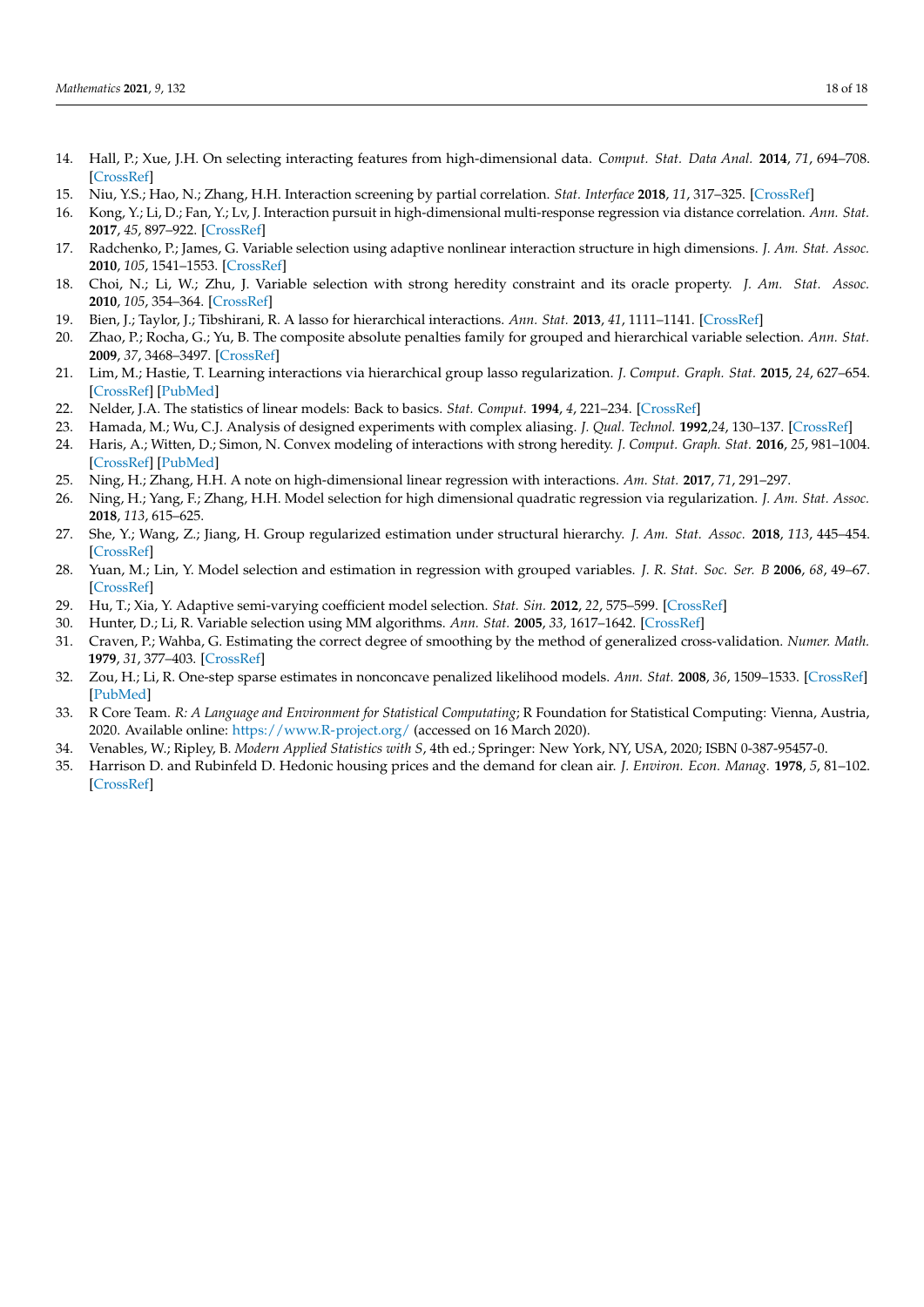14. Hall, P.; Xue, J.H. On selecting interacting features from high-dimensional data. *Comput. Stat. Data Anal.* **2014**, *71*, 694–708. [CrossRef]
15. Niu, Y.S.; Hao, N.; Zhang, H.H. Interaction screening by partial correlation. *Stat. Interface* **2018**, *11*, 317–325. [CrossRef]
16. Kong, Y.; Li, D.; Fan, Y.; Lv, J. Interaction pursuit in high-dimensional multi-response regression via distance correlation. *Ann. Stat.* **2017**, *45*, 897–922. [CrossRef]
17. Radchenko, P.; James, G. Variable selection using adaptive nonlinear interaction structure in high dimensions. *J. Am. Stat. Assoc.* **2010**, *105*, 1541–1553. [CrossRef]
18. Choi, N.; Li, W.; Zhu, J. Variable selection with strong heredity constraint and its oracle property. *J. Am. Stat. Assoc.* **2010**, *105*, 354–364. [CrossRef]
19. Bien, J.; Taylor, J.; Tibshirani, R. A lasso for hierarchical interactions. *Ann. Stat.* **2013**, *41*, 1111–1141. [CrossRef]
20. Zhao, P.; Rocha, G.; Yu, B. The composite absolute penalties family for grouped and hierarchical variable selection. *Ann. Stat.* **2009**, *37*, 3468–3497. [CrossRef]
21. Lim, M.; Hastie, T. Learning interactions via hierarchical group lasso regularization. *J. Comput. Graph. Stat.* **2015**, *24*, 627–654. [CrossRef] [PubMed]
22. Nelder, J.A. The statistics of linear models: Back to basics. *Stat. Comput.* **1994**, *4*, 221–234. [CrossRef]
23. Hamada, M.; Wu, C.J. Analysis of designed experiments with complex aliasing. *J. Qual. Technol.* **1992**,*24*, 130–137. [CrossRef]
24. Haris, A.; Witten, D.; Simon, N. Convex modeling of interactions with strong heredity. *J. Comput. Graph. Stat.* **2016**, *25*, 981–1004. [CrossRef] [PubMed]
25. Ning, H.; Zhang, H.H. A note on high-dimensional linear regression with interactions. *Am. Stat.* **2017**, *71*, 291–297.
26. Ning, H.; Yang, F.; Zhang, H.H. Model selection for high dimensional quadratic regression via regularization. *J. Am. Stat. Assoc.* **2018**, *113*, 615–625.
27. She, Y.; Wang, Z.; Jiang, H. Group regularized estimation under structural hierarchy. *J. Am. Stat. Assoc.* **2018**, *113*, 445–454. [CrossRef]
28. Yuan, M.; Lin, Y. Model selection and estimation in regression with grouped variables. *J. R. Stat. Soc. Ser. B* **2006**, *68*, 49–67. [CrossRef]
29. Hu, T.; Xia, Y. Adaptive semi-varying coefficient model selection. *Stat. Sin.* **2012**, *22*, 575–599. [CrossRef]
30. Hunter, D.; Li, R. Variable selection using MM algorithms. *Ann. Stat.* **2005**, *33*, 1617–1642. [CrossRef]
31. Craven, P.; Wahba, G. Estimating the correct degree of smoothing by the method of generalized cross-validation. *Numer. Math.* **1979**, *31*, 377–403. [CrossRef]
32. Zou, H.; Li, R. One-step sparse estimates in nonconcave penalized likelihood models. *Ann. Stat.* **2008**, *36*, 1509–1533. [CrossRef] [PubMed]
33. R Core Team. *R: A Language and Environment for Statistical Computing*; R Foundation for Statistical Computing: Vienna, Austria, 2020. Available online: https://www.R-project.org/ (accessed on 16 March 2020).
34. Venables, W.; Ripley, B. *Modern Applied Statistics with S*, 4th ed.; Springer: New York, NY, USA, 2020; ISBN 0-387-95457-0.
35. Harrison D. and Rubinfeld D. Hedonic housing prices and the demand for clean air. *J. Environ. Econ. Manag.* **1978**, *5*, 81–102. [CrossRef]